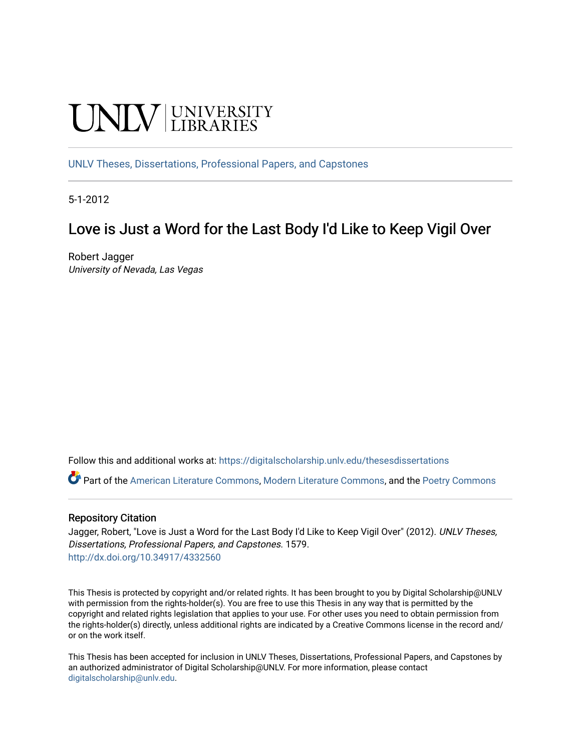UNLV | UNIVERSITY LIBRARIES

UNLV Theses, Dissertations, Professional Papers, and Capstones

5-1-2012

# Love is Just a Word for the Last Body I'd Like to Keep Vigil Over

Robert Jagger
*University of Nevada, Las Vegas*

Follow this and additional works at: https://digitalscholarship.unlv.edu/thesesdissertations

Part of the American Literature Commons, Modern Literature Commons, and the Poetry Commons

## Repository Citation

Jagger, Robert, "Love is Just a Word for the Last Body I'd Like to Keep Vigil Over" (2012). *UNLV Theses, Dissertations, Professional Papers, and Capstones*. 1579.
http://dx.doi.org/10.34917/4332560

This Thesis is protected by copyright and/or related rights. It has been brought to you by Digital Scholarship@UNLV with permission from the rights-holder(s). You are free to use this Thesis in any way that is permitted by the copyright and related rights legislation that applies to your use. For other uses you need to obtain permission from the rights-holder(s) directly, unless additional rights are indicated by a Creative Commons license in the record and/or on the work itself.

This Thesis has been accepted for inclusion in UNLV Theses, Dissertations, Professional Papers, and Capstones by an authorized administrator of Digital Scholarship@UNLV. For more information, please contact digitalscholarship@unlv.edu.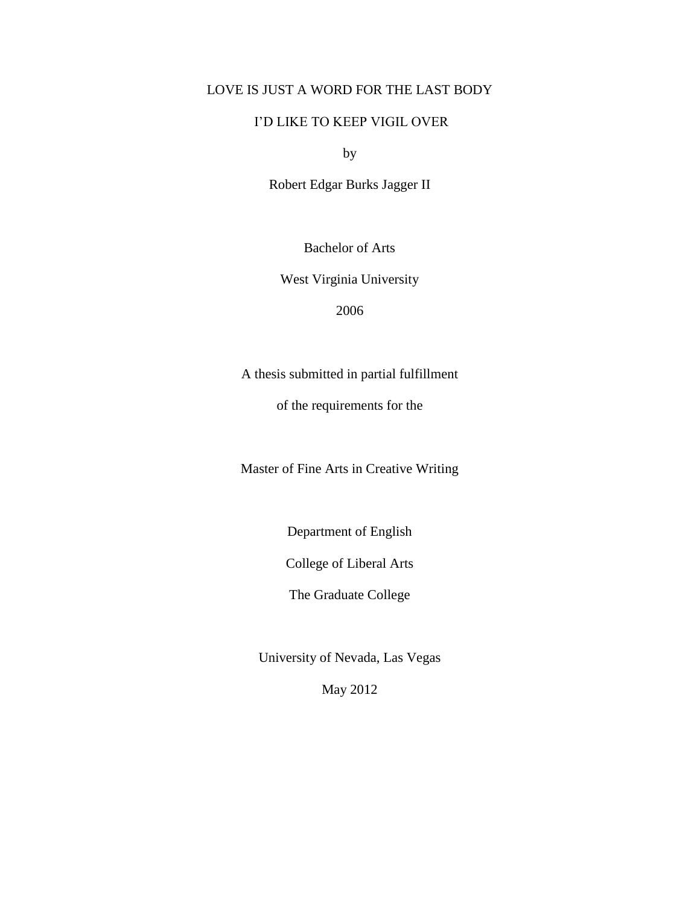# LOVE IS JUST A WORD FOR THE LAST BODY

# I'D LIKE TO KEEP VIGIL OVER

by

Robert Edgar Burks Jagger II

Bachelor of Arts

West Virginia University

2006

A thesis submitted in partial fulfillment

of the requirements for the

Master of Fine Arts in Creative Writing

Department of English

College of Liberal Arts

The Graduate College

University of Nevada, Las Vegas

May 2012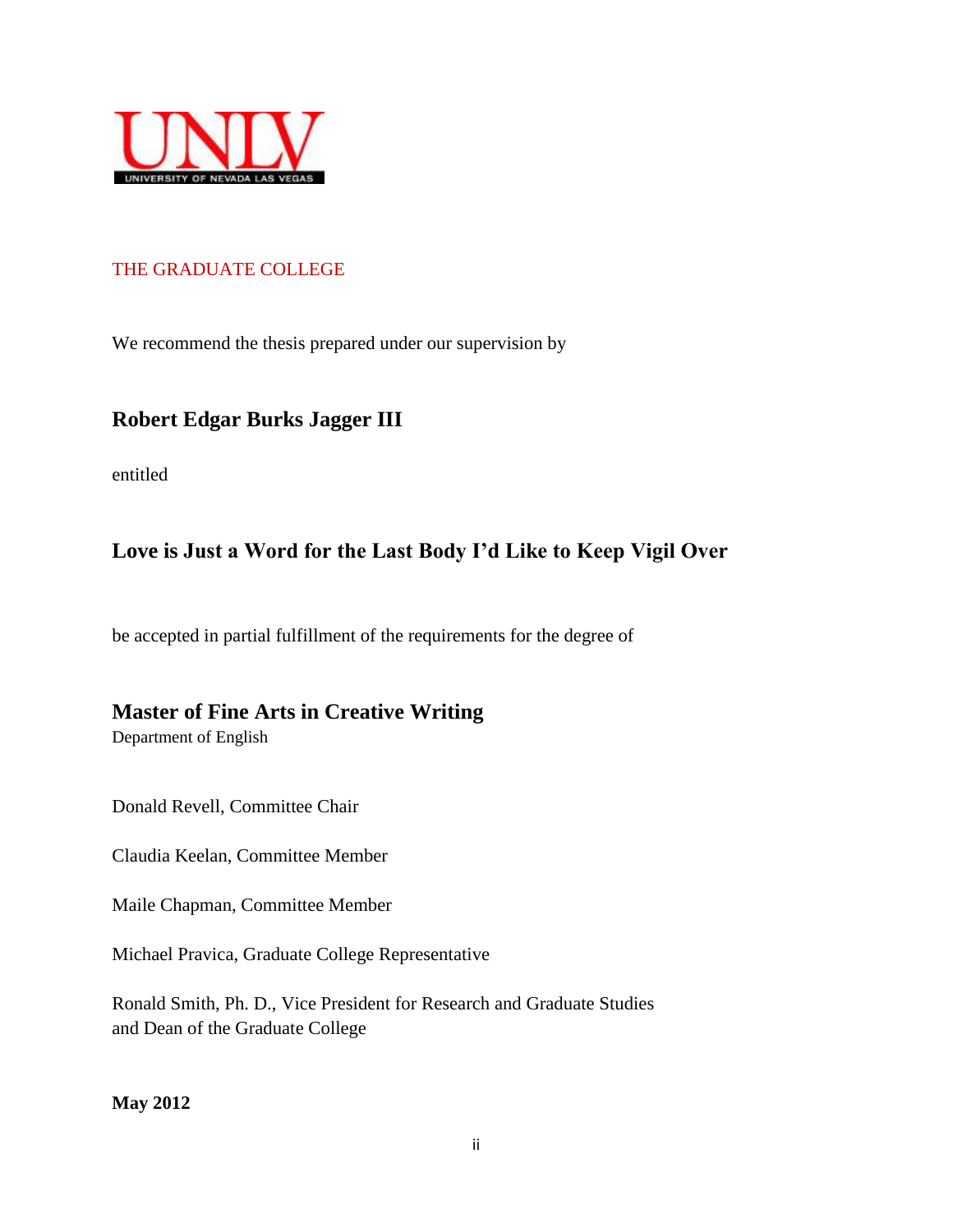UNLV

UNIVERSITY OF NEVADA LAS VEGAS

THE GRADUATE COLLEGE

We recommend the thesis prepared under our supervision by

**Robert Edgar Burks Jagger III**

entitled

**Love is Just a Word for the Last Body I'd Like to Keep Vigil Over**

be accepted in partial fulfillment of the requirements for the degree of

**Master of Fine Arts in Creative Writing**
Department of English

Donald Revell, Committee Chair

Claudia Keelan, Committee Member

Maile Chapman, Committee Member

Michael Pravica, Graduate College Representative

Ronald Smith, Ph. D., Vice President for Research and Graduate Studies
and Dean of the Graduate College

**May 2012**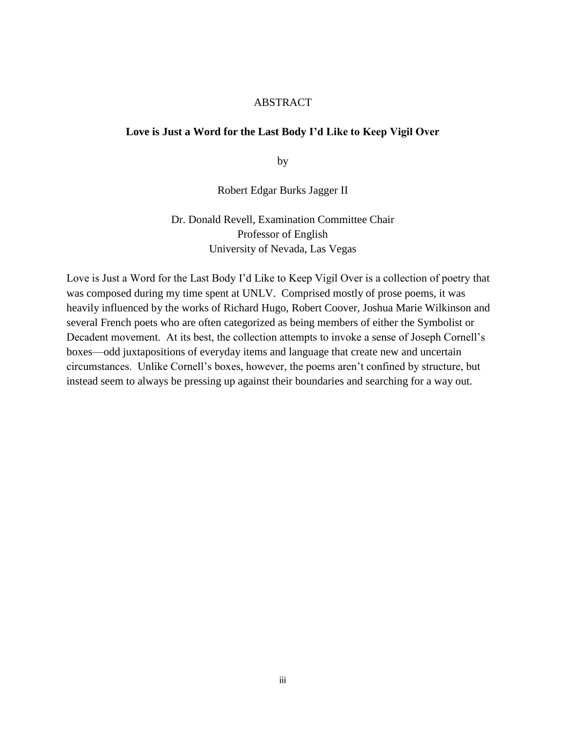# ABSTRACT

## Love is Just a Word for the Last Body I'd Like to Keep Vigil Over

by

Robert Edgar Burks Jagger II

Dr. Donald Revell, Examination Committee Chair
Professor of English
University of Nevada, Las Vegas

Love is Just a Word for the Last Body I'd Like to Keep Vigil Over is a collection of poetry that was composed during my time spent at UNLV. Comprised mostly of prose poems, it was heavily influenced by the works of Richard Hugo, Robert Coover, Joshua Marie Wilkinson and several French poets who are often categorized as being members of either the Symbolist or Decadent movement. At its best, the collection attempts to invoke a sense of Joseph Cornell's boxes—odd juxtapositions of everyday items and language that create new and uncertain circumstances. Unlike Cornell's boxes, however, the poems aren't confined by structure, but instead seem to always be pressing up against their boundaries and searching for a way out.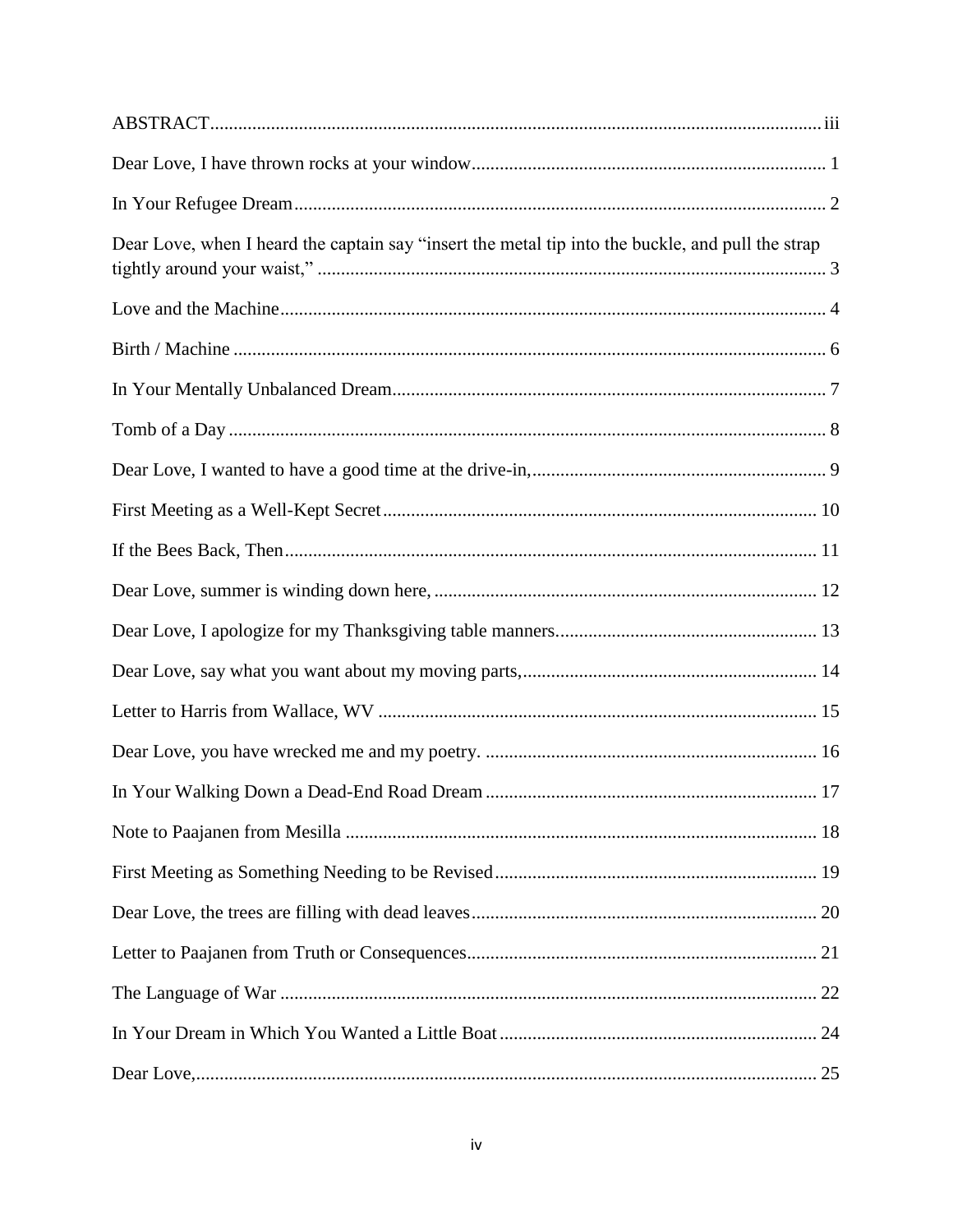ABSTRACT .......... iii

Dear Love, I have thrown rocks at your window .......... 1

In Your Refugee Dream .......... 2

Dear Love, when I heard the captain say "insert the metal tip into the buckle, and pull the strap tightly around your waist," .......... 3

Love and the Machine .......... 4

Birth / Machine .......... 6

In Your Mentally Unbalanced Dream .......... 7

Tomb of a Day .......... 8

Dear Love, I wanted to have a good time at the drive-in, .......... 9

First Meeting as a Well-Kept Secret .......... 10

If the Bees Back, Then .......... 11

Dear Love, summer is winding down here, .......... 12

Dear Love, I apologize for my Thanksgiving table manners .......... 13

Dear Love, say what you want about my moving parts, .......... 14

Letter to Harris from Wallace, WV .......... 15

Dear Love, you have wrecked me and my poetry. .......... 16

In Your Walking Down a Dead-End Road Dream .......... 17

Note to Paajanen from Mesilla .......... 18

First Meeting as Something Needing to be Revised .......... 19

Dear Love, the trees are filling with dead leaves .......... 20

Letter to Paajanen from Truth or Consequences .......... 21

The Language of War .......... 22

In Your Dream in Which You Wanted a Little Boat .......... 24

Dear Love, .......... 25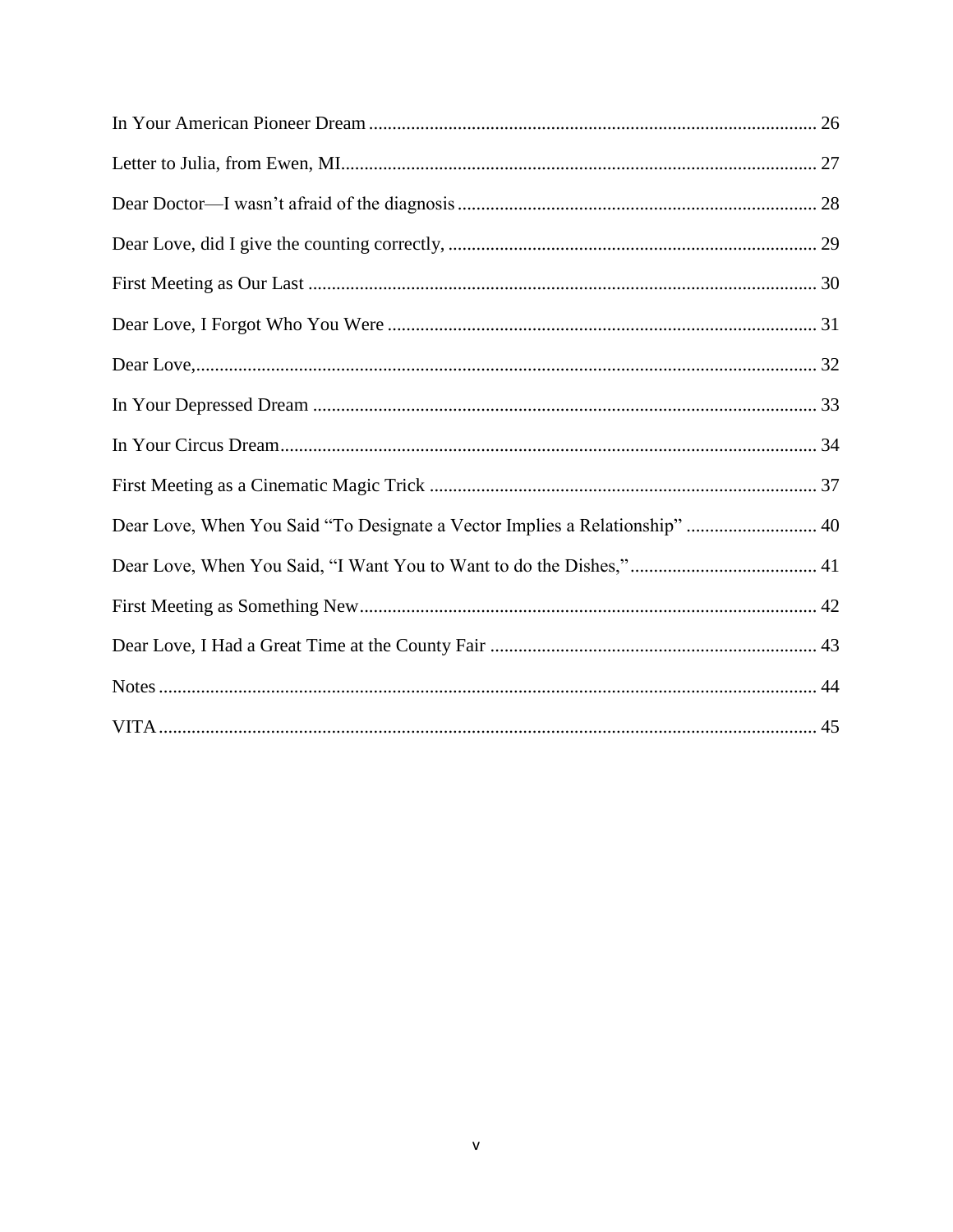In Your American Pioneer Dream ............................................................................................... 26

Letter to Julia, from Ewen, MI..................................................................................................... 27

Dear Doctor—I wasn’t afraid of the diagnosis ............................................................................ 28

Dear Love, did I give the counting correctly, .............................................................................. 29

First Meeting as Our Last ............................................................................................................ 30

Dear Love, I Forgot Who You Were ........................................................................................... 31

Dear Love,.................................................................................................................................... 32

In Your Depressed Dream ........................................................................................................... 33

In Your Circus Dream.................................................................................................................. 34

First Meeting as a Cinematic Magic Trick .................................................................................. 37

Dear Love, When You Said “To Designate a Vector Implies a Relationship” ............................ 40

Dear Love, When You Said, “I Want You to Want to do the Dishes,” ........................................ 41

First Meeting as Something New................................................................................................. 42

Dear Love, I Had a Great Time at the County Fair ..................................................................... 43

Notes ............................................................................................................................................ 44

VITA ............................................................................................................................................ 45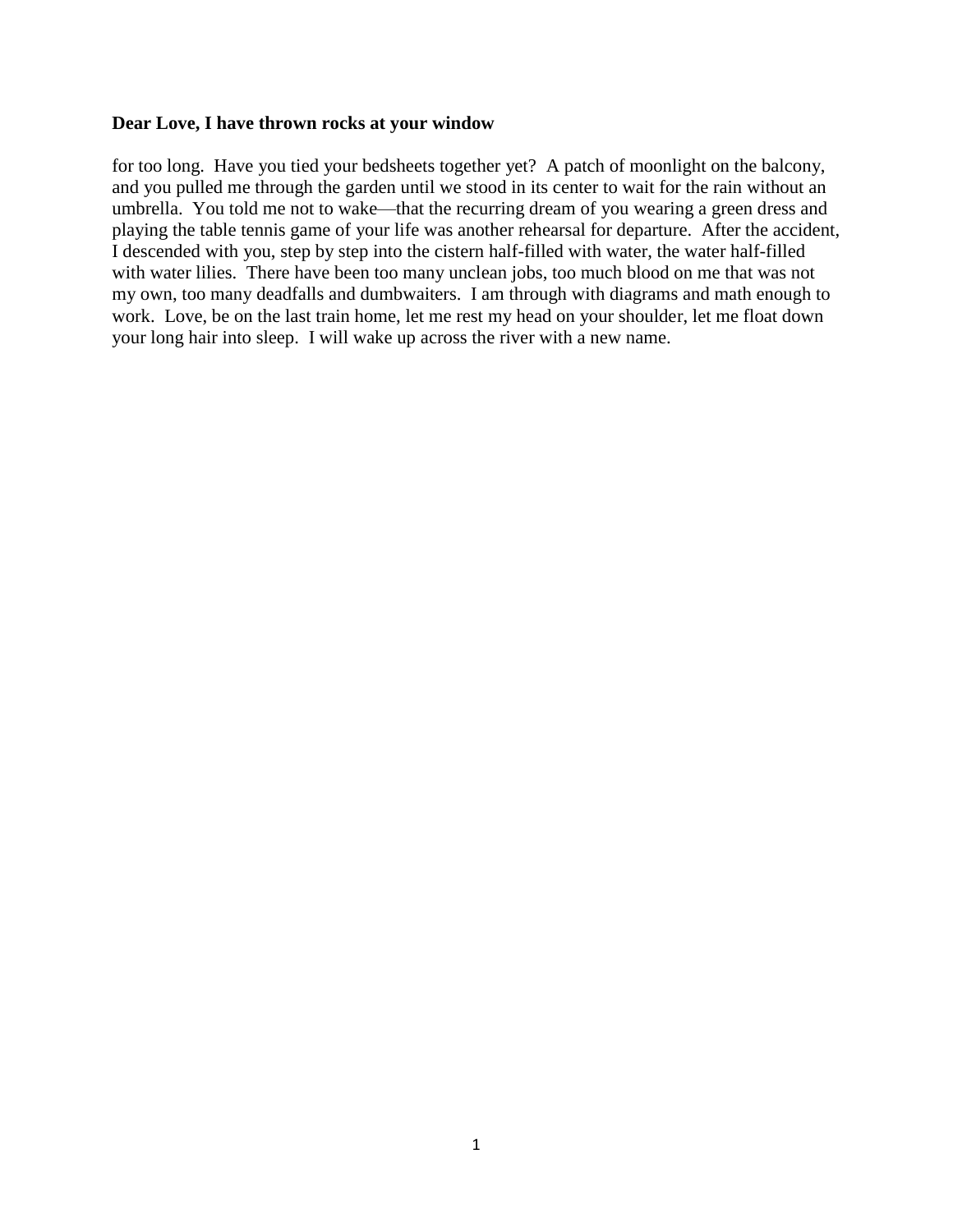**Dear Love, I have thrown rocks at your window**

for too long.  Have you tied your bedsheets together yet?  A patch of moonlight on the balcony, and you pulled me through the garden until we stood in its center to wait for the rain without an umbrella.  You told me not to wake—that the recurring dream of you wearing a green dress and playing the table tennis game of your life was another rehearsal for departure.  After the accident, I descended with you, step by step into the cistern half-filled with water, the water half-filled with water lilies.  There have been too many unclean jobs, too much blood on me that was not my own, too many deadfalls and dumbwaiters.  I am through with diagrams and math enough to work.  Love, be on the last train home, let me rest my head on your shoulder, let me float down your long hair into sleep.  I will wake up across the river with a new name.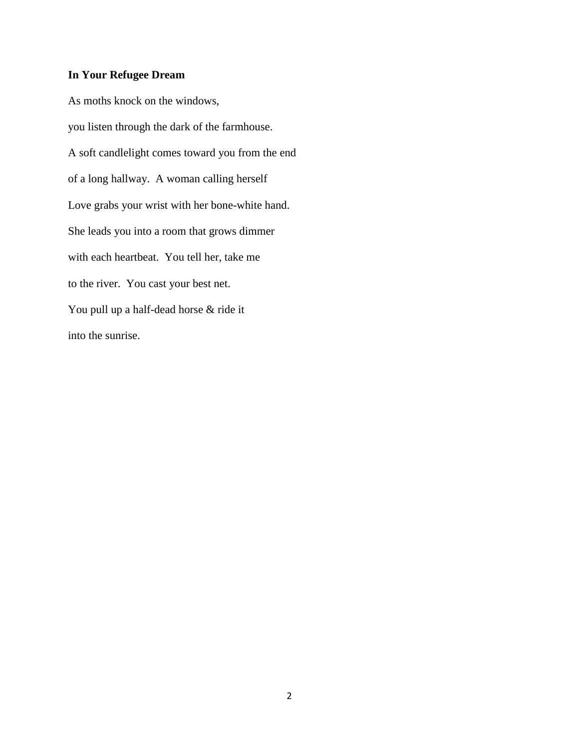**In Your Refugee Dream**

As moths knock on the windows,

you listen through the dark of the farmhouse.

A soft candlelight comes toward you from the end

of a long hallway.  A woman calling herself

Love grabs your wrist with her bone-white hand.

She leads you into a room that grows dimmer

with each heartbeat.  You tell her, take me

to the river.  You cast your best net.

You pull up a half-dead horse & ride it

into the sunrise.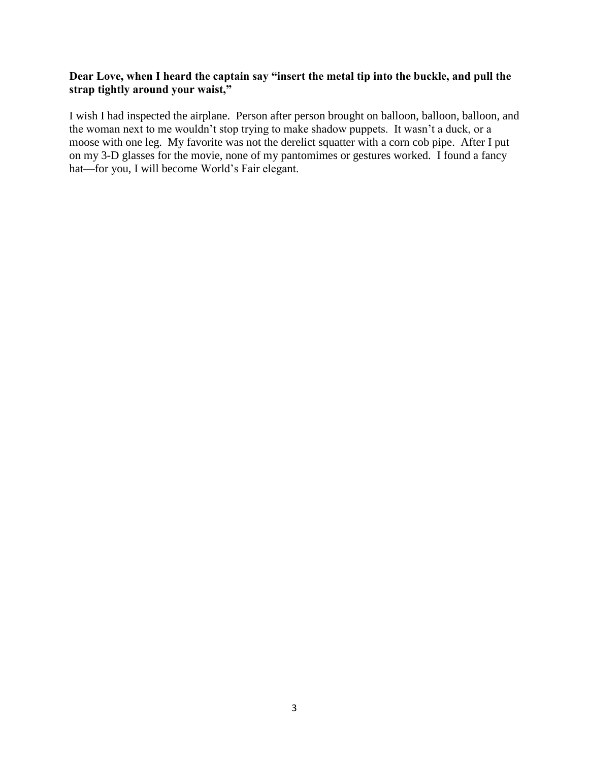**Dear Love, when I heard the captain say "insert the metal tip into the buckle, and pull the strap tightly around your waist,"**

I wish I had inspected the airplane. Person after person brought on balloon, balloon, balloon, and the woman next to me wouldn't stop trying to make shadow puppets. It wasn't a duck, or a moose with one leg. My favorite was not the derelict squatter with a corn cob pipe. After I put on my 3-D glasses for the movie, none of my pantomimes or gestures worked. I found a fancy hat—for you, I will become World's Fair elegant.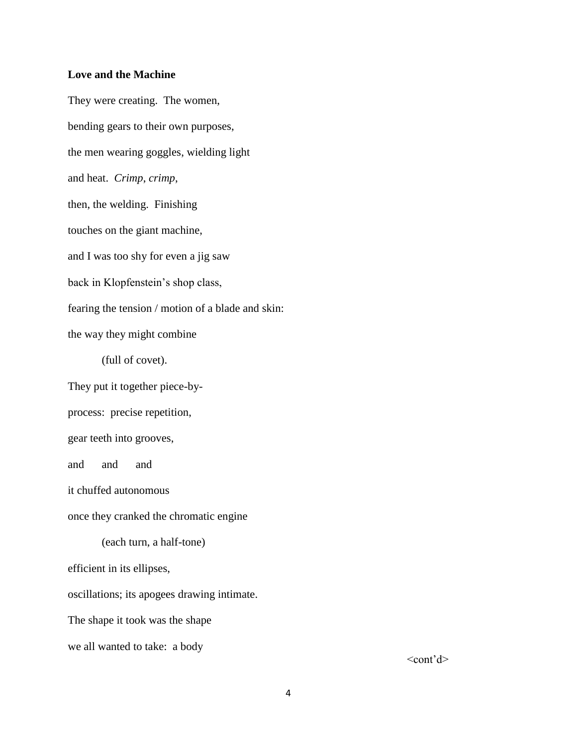**Love and the Machine**

They were creating.  The women,

bending gears to their own purposes,

the men wearing goggles, wielding light

and heat.  *Crimp*, *crimp*,

then, the welding.  Finishing

touches on the giant machine,

and I was too shy for even a jig saw

back in Klopfenstein's shop class,

fearing the tension / motion of a blade and skin:

the way they might combine

          (full of covet).

They put it together piece-by-

process:  precise repetition,

gear teeth into grooves,

and      and      and

it chuffed autonomous

once they cranked the chromatic engine

          (each turn, a half-tone)

efficient in its ellipses,

oscillations; its apogees drawing intimate.

The shape it took was the shape

we all wanted to take:  a body

<cont'd>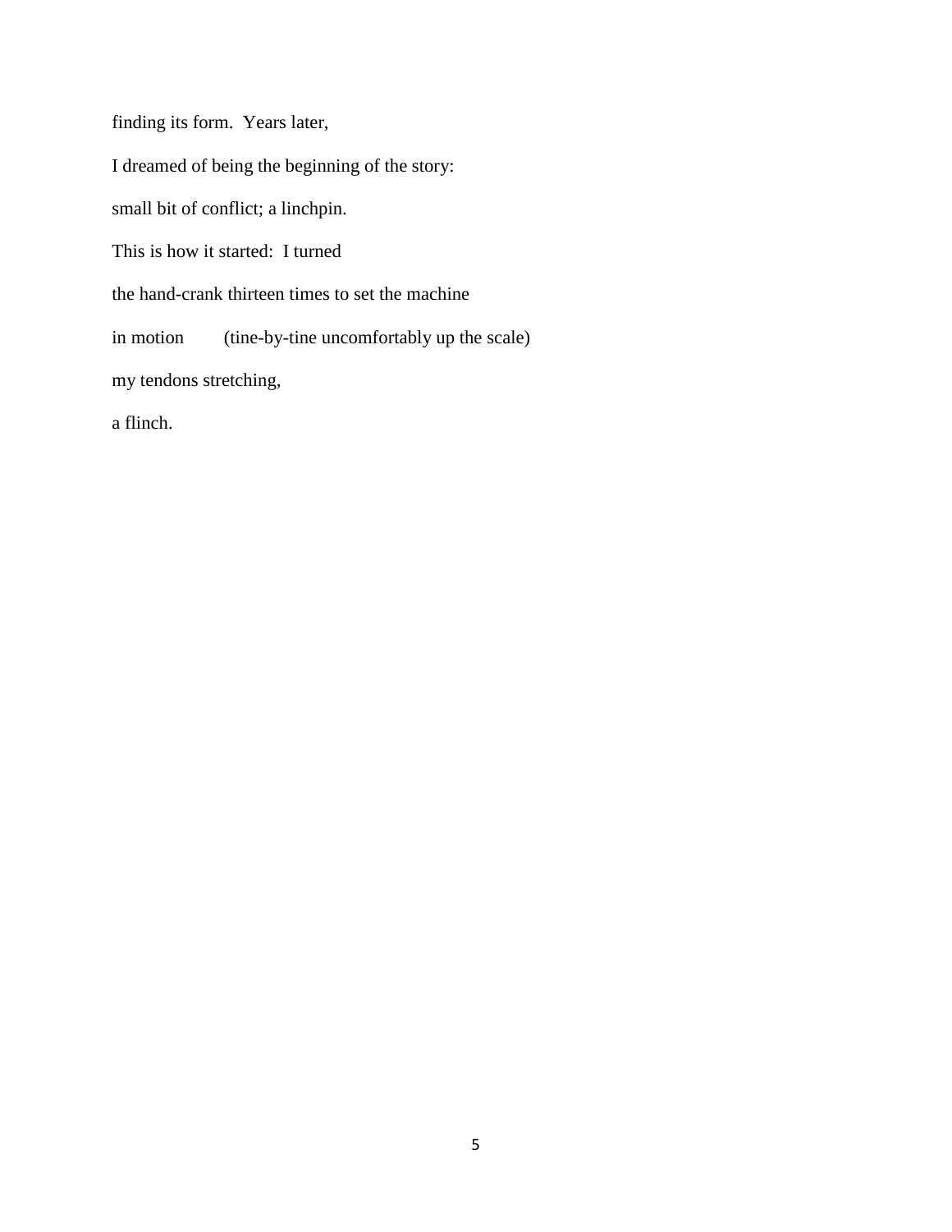finding its form.  Years later,

I dreamed of being the beginning of the story:

small bit of conflict; a linchpin.

This is how it started:  I turned

the hand-crank thirteen times to set the machine

in motion        (tine-by-tine uncomfortably up the scale)

my tendons stretching,

a flinch.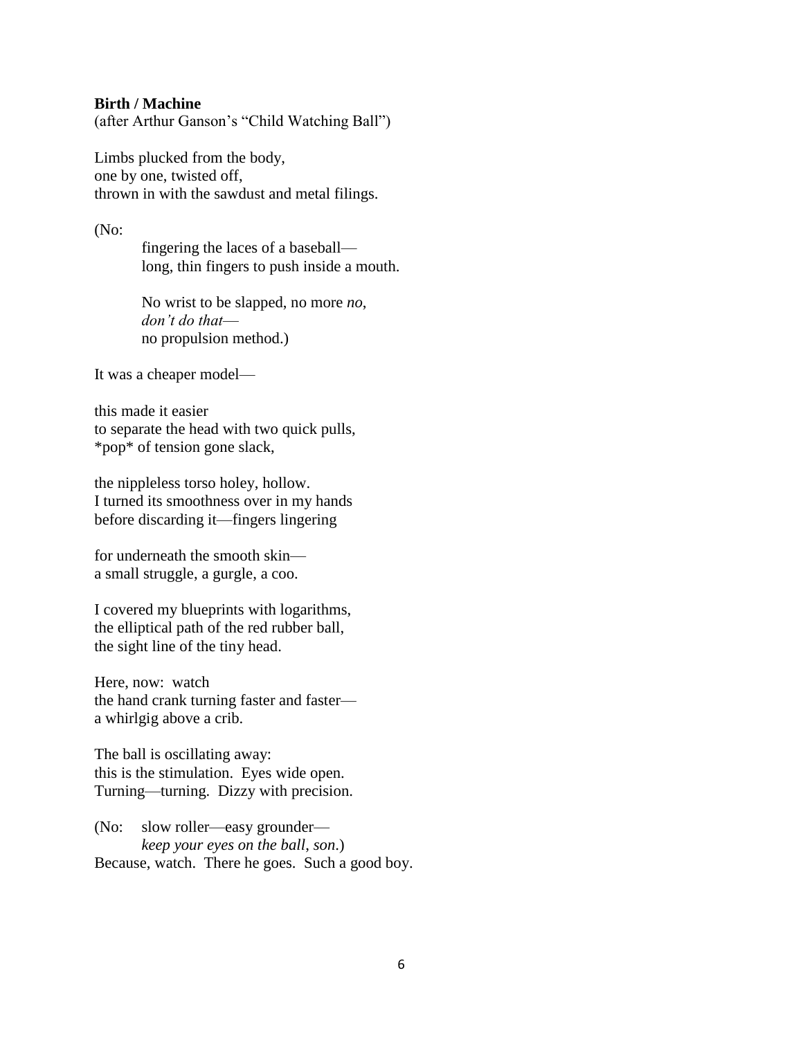**Birth / Machine**

(after Arthur Ganson's "Child Watching Ball")

Limbs plucked from the body,
one by one, twisted off,
thrown in with the sawdust and metal filings.

(No:

  fingering the laces of a baseball—
  long, thin fingers to push inside a mouth.

  No wrist to be slapped, no more *no*,
  *don't do that*—
  no propulsion method.)

It was a cheaper model—

this made it easier
to separate the head with two quick pulls,
*pop* of tension gone slack,

the nippleless torso holey, hollow.
I turned its smoothness over in my hands
before discarding it—fingers lingering

for underneath the smooth skin—
a small struggle, a gurgle, a coo.

I covered my blueprints with logarithms,
the elliptical path of the red rubber ball,
the sight line of the tiny head.

Here, now: watch
the hand crank turning faster and faster—
a whirlgig above a crib.

The ball is oscillating away:
this is the stimulation. Eyes wide open.
Turning—turning. Dizzy with precision.

(No: slow roller—easy grounder—
  *keep your eyes on the ball*, *son*.)
Because, watch. There he goes. Such a good boy.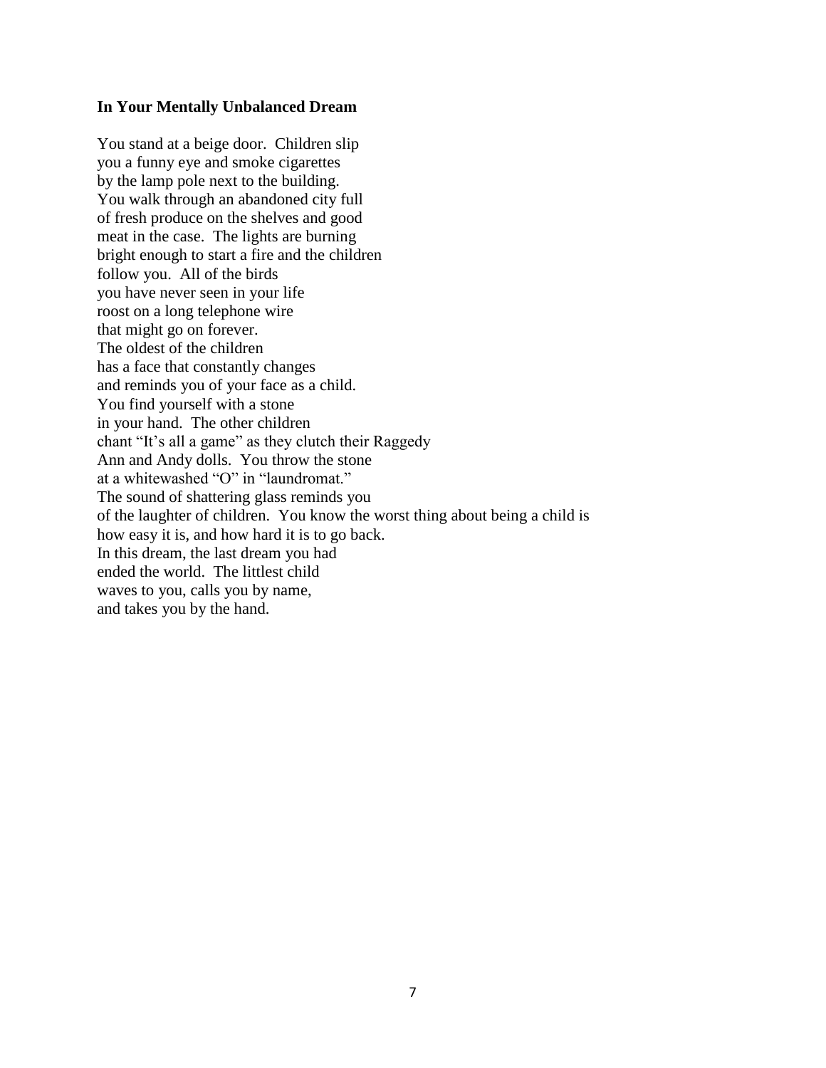**In Your Mentally Unbalanced Dream**

You stand at a beige door. Children slip  
you a funny eye and smoke cigarettes  
by the lamp pole next to the building.  
You walk through an abandoned city full  
of fresh produce on the shelves and good  
meat in the case. The lights are burning  
bright enough to start a fire and the children  
follow you. All of the birds  
you have never seen in your life  
roost on a long telephone wire  
that might go on forever.  
The oldest of the children  
has a face that constantly changes  
and reminds you of your face as a child.  
You find yourself with a stone  
in your hand. The other children  
chant "It's all a game" as they clutch their Raggedy  
Ann and Andy dolls. You throw the stone  
at a whitewashed "O" in "laundromat."  
The sound of shattering glass reminds you  
of the laughter of children. You know the worst thing about being a child is  
how easy it is, and how hard it is to go back.  
In this dream, the last dream you had  
ended the world. The littlest child  
waves to you, calls you by name,  
and takes you by the hand.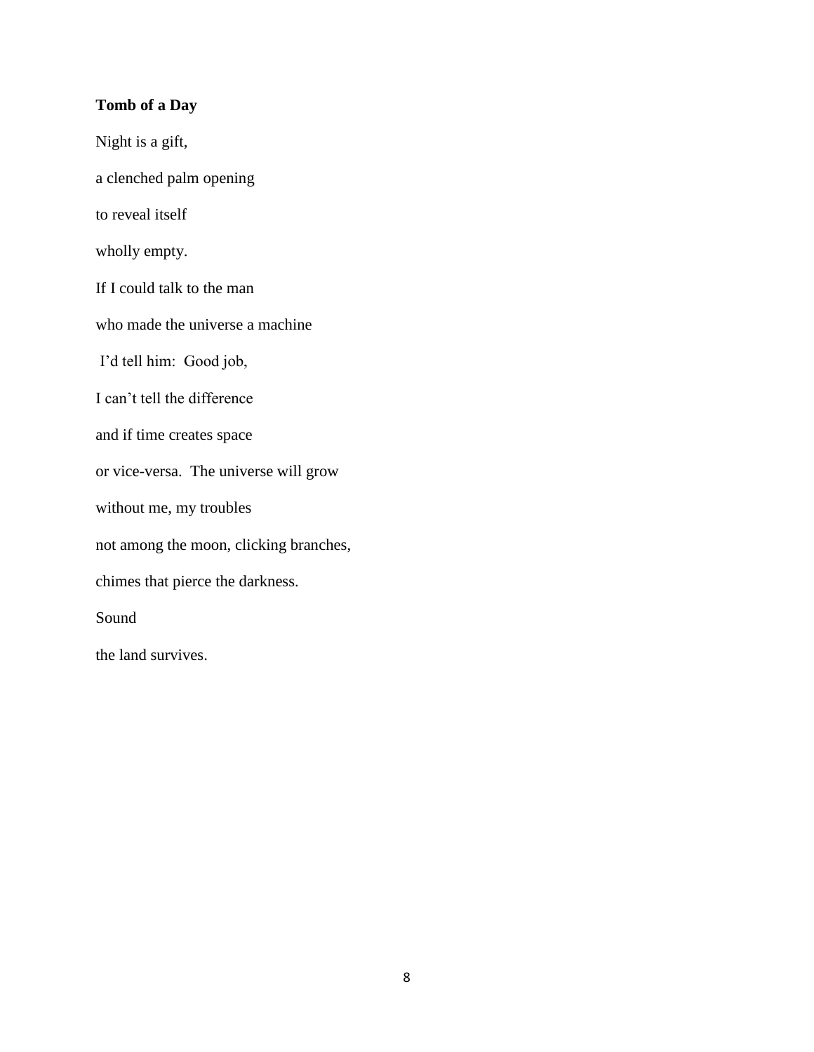**Tomb of a Day**

Night is a gift,

a clenched palm opening

to reveal itself

wholly empty.

If I could talk to the man

who made the universe a machine

I'd tell him: Good job,

I can't tell the difference

and if time creates space

or vice-versa. The universe will grow

without me, my troubles

not among the moon, clicking branches,

chimes that pierce the darkness.

Sound

the land survives.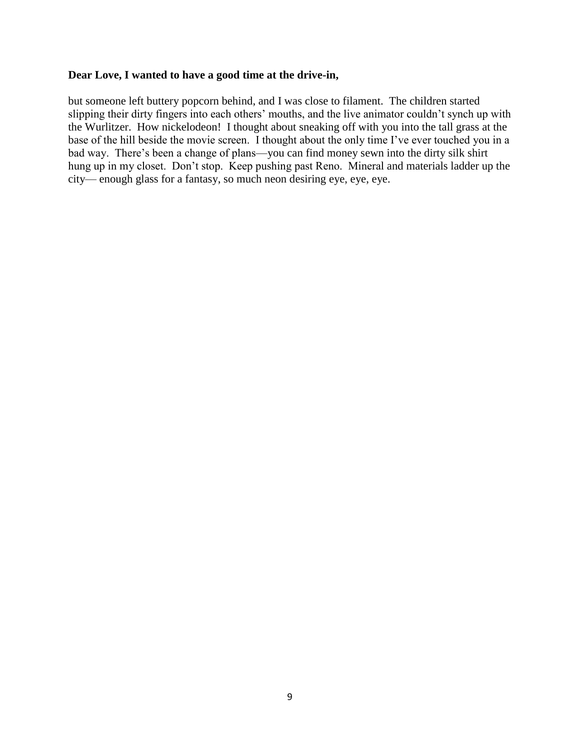**Dear Love, I wanted to have a good time at the drive-in,**

but someone left buttery popcorn behind, and I was close to filament. The children started slipping their dirty fingers into each others' mouths, and the live animator couldn't synch up with the Wurlitzer. How nickelodeon! I thought about sneaking off with you into the tall grass at the base of the hill beside the movie screen. I thought about the only time I've ever touched you in a bad way. There's been a change of plans—you can find money sewn into the dirty silk shirt hung up in my closet. Don't stop. Keep pushing past Reno. Mineral and materials ladder up the city— enough glass for a fantasy, so much neon desiring eye, eye, eye.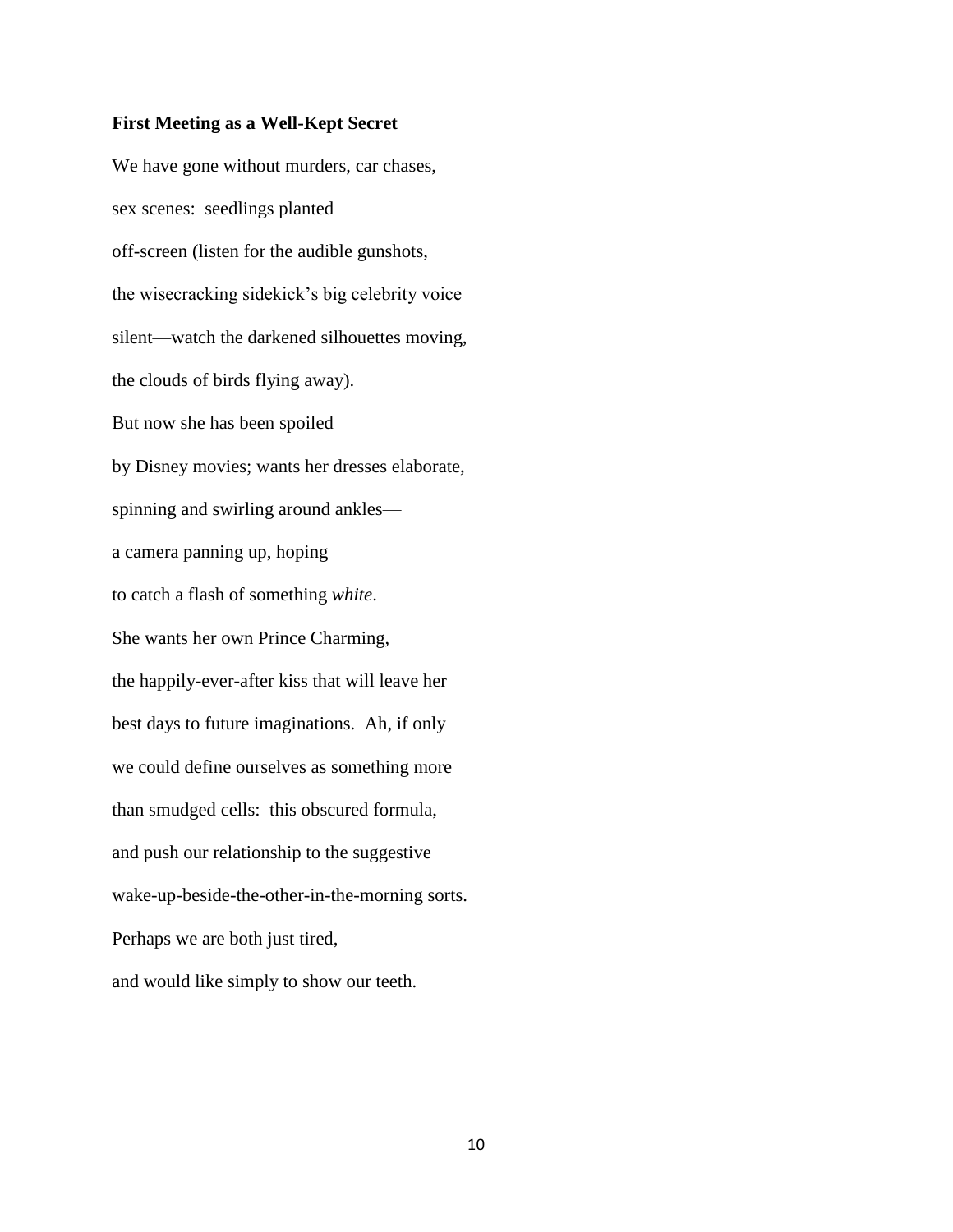**First Meeting as a Well-Kept Secret**

We have gone without murders, car chases,
sex scenes: seedlings planted
off-screen (listen for the audible gunshots,
the wisecracking sidekick's big celebrity voice
silent—watch the darkened silhouettes moving,
the clouds of birds flying away).
But now she has been spoiled
by Disney movies; wants her dresses elaborate,
spinning and swirling around ankles—
a camera panning up, hoping
to catch a flash of something *white*.
She wants her own Prince Charming,
the happily-ever-after kiss that will leave her
best days to future imaginations. Ah, if only
we could define ourselves as something more
than smudged cells: this obscured formula,
and push our relationship to the suggestive
wake-up-beside-the-other-in-the-morning sorts.
Perhaps we are both just tired,
and would like simply to show our teeth.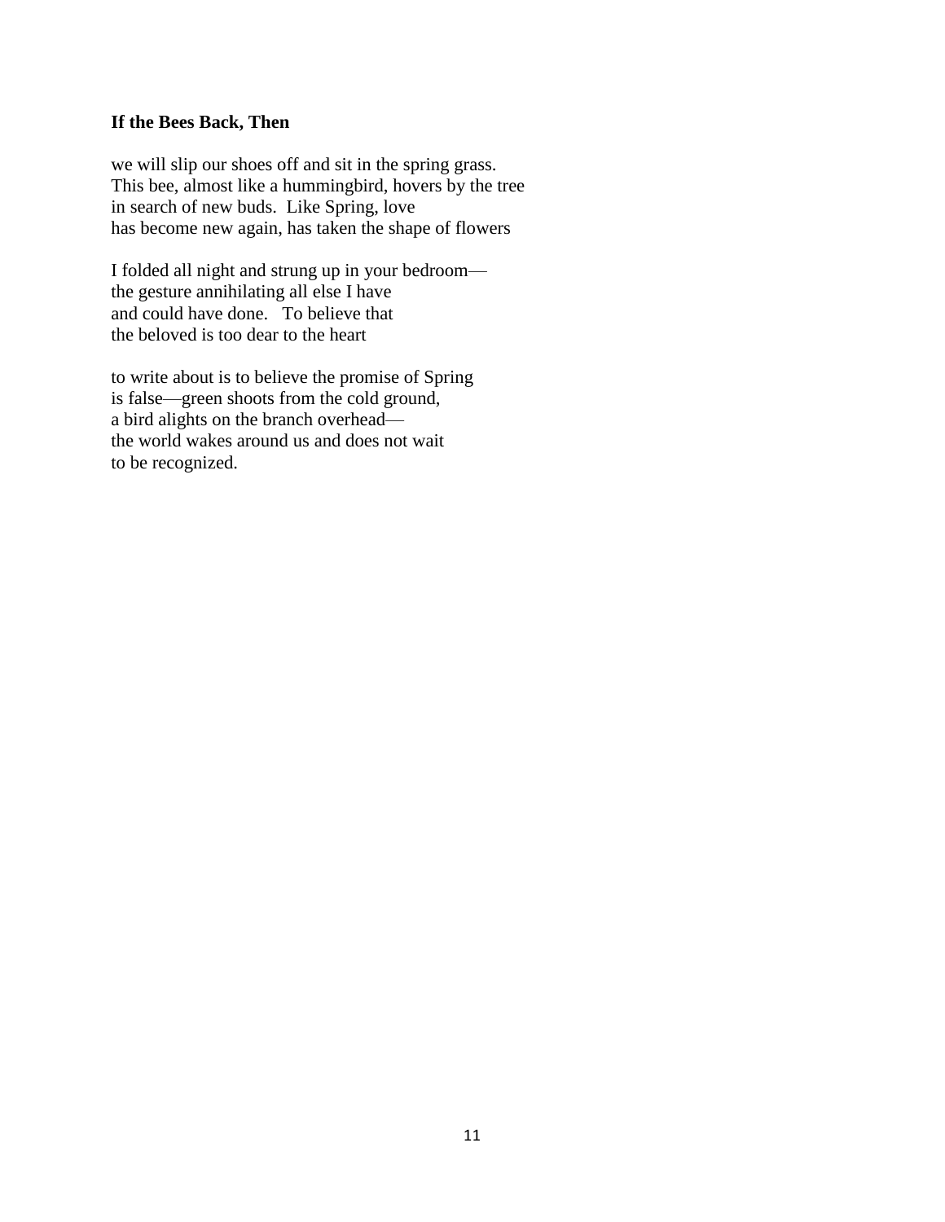**If the Bees Back, Then**

we will slip our shoes off and sit in the spring grass.
This bee, almost like a hummingbird, hovers by the tree
in search of new buds.  Like Spring, love
has become new again, has taken the shape of flowers

I folded all night and strung up in your bedroom—
the gesture annihilating all else I have
and could have done.   To believe that
the beloved is too dear to the heart

to write about is to believe the promise of Spring
is false—green shoots from the cold ground,
a bird alights on the branch overhead—
the world wakes around us and does not wait
to be recognized.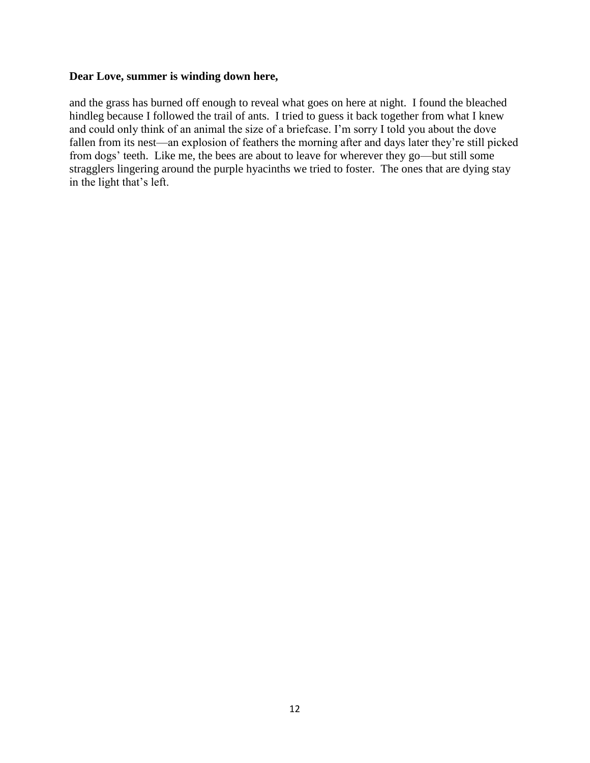**Dear Love, summer is winding down here,**

and the grass has burned off enough to reveal what goes on here at night. I found the bleached hindleg because I followed the trail of ants. I tried to guess it back together from what I knew and could only think of an animal the size of a briefcase. I'm sorry I told you about the dove fallen from its nest—an explosion of feathers the morning after and days later they're still picked from dogs' teeth. Like me, the bees are about to leave for wherever they go—but still some stragglers lingering around the purple hyacinths we tried to foster. The ones that are dying stay in the light that's left.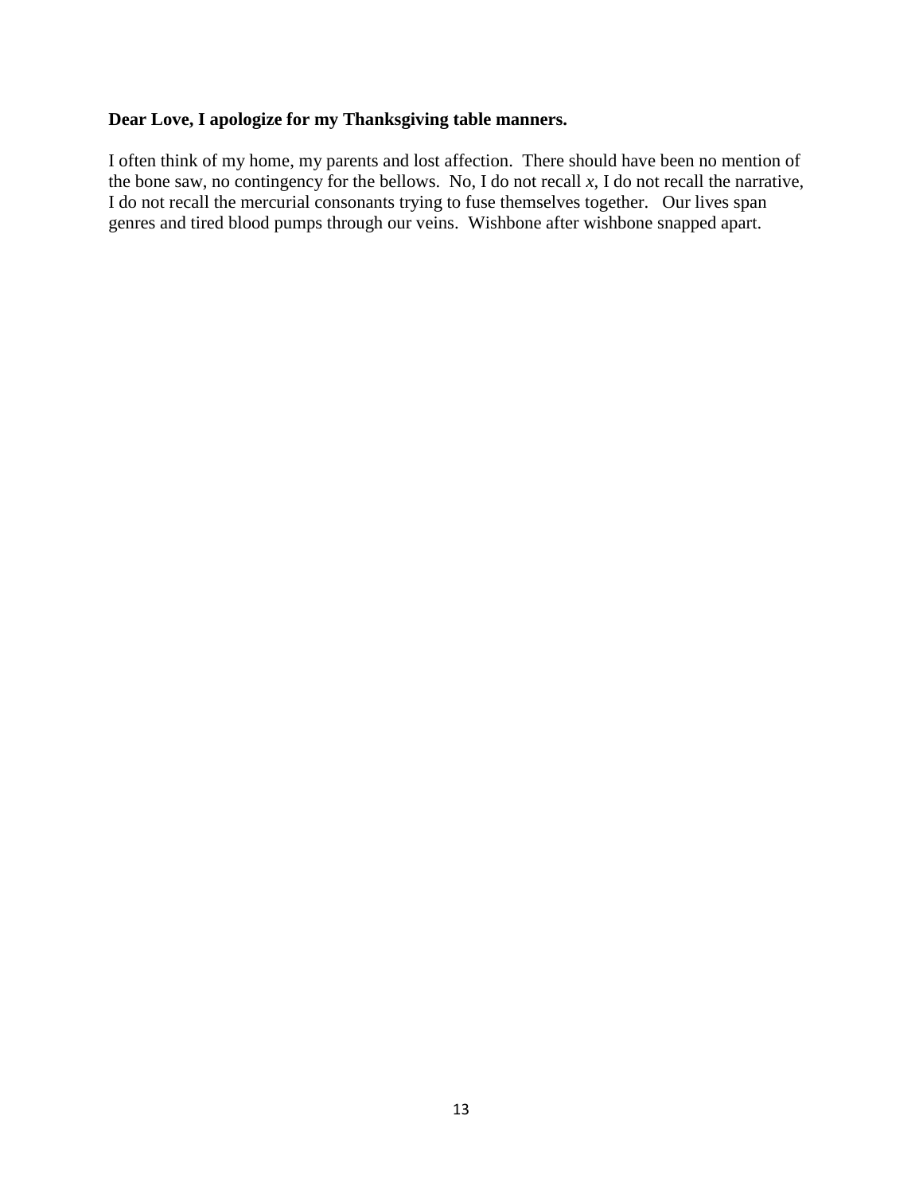**Dear Love, I apologize for my Thanksgiving table manners.**

I often think of my home, my parents and lost affection. There should have been no mention of the bone saw, no contingency for the bellows. No, I do not recall *x*, I do not recall the narrative, I do not recall the mercurial consonants trying to fuse themselves together. Our lives span genres and tired blood pumps through our veins. Wishbone after wishbone snapped apart.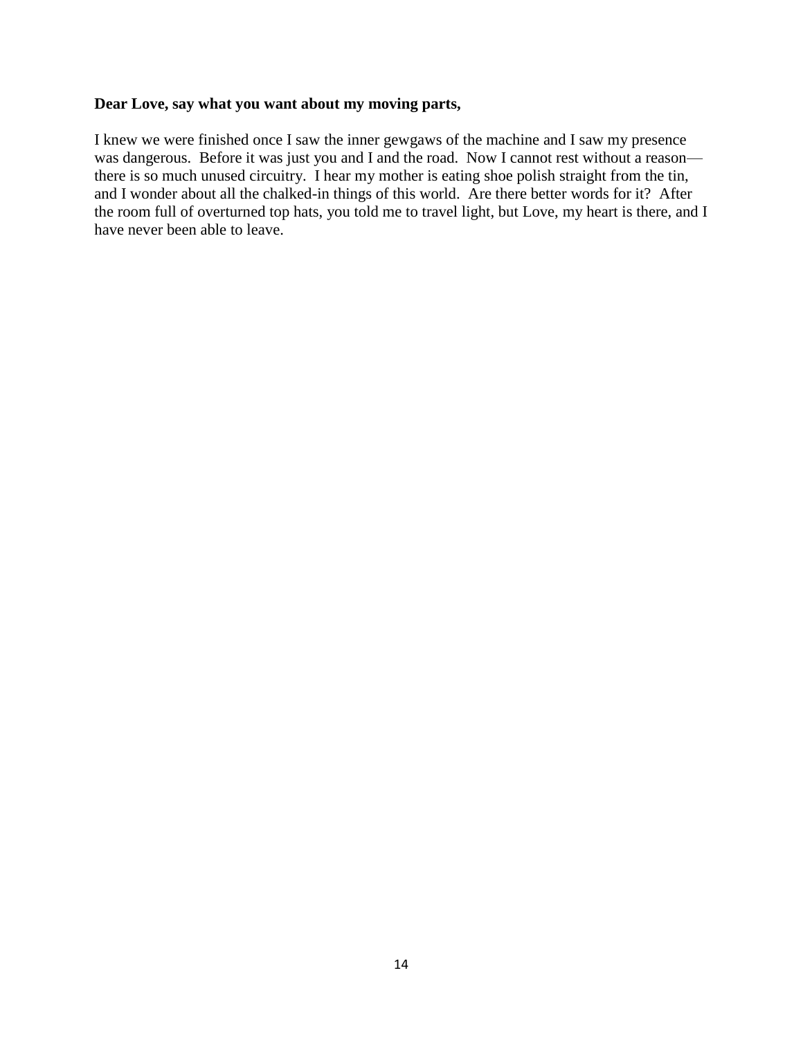**Dear Love, say what you want about my moving parts,**

I knew we were finished once I saw the inner gewgaws of the machine and I saw my presence was dangerous. Before it was just you and I and the road. Now I cannot rest without a reason—there is so much unused circuitry. I hear my mother is eating shoe polish straight from the tin, and I wonder about all the chalked-in things of this world. Are there better words for it? After the room full of overturned top hats, you told me to travel light, but Love, my heart is there, and I have never been able to leave.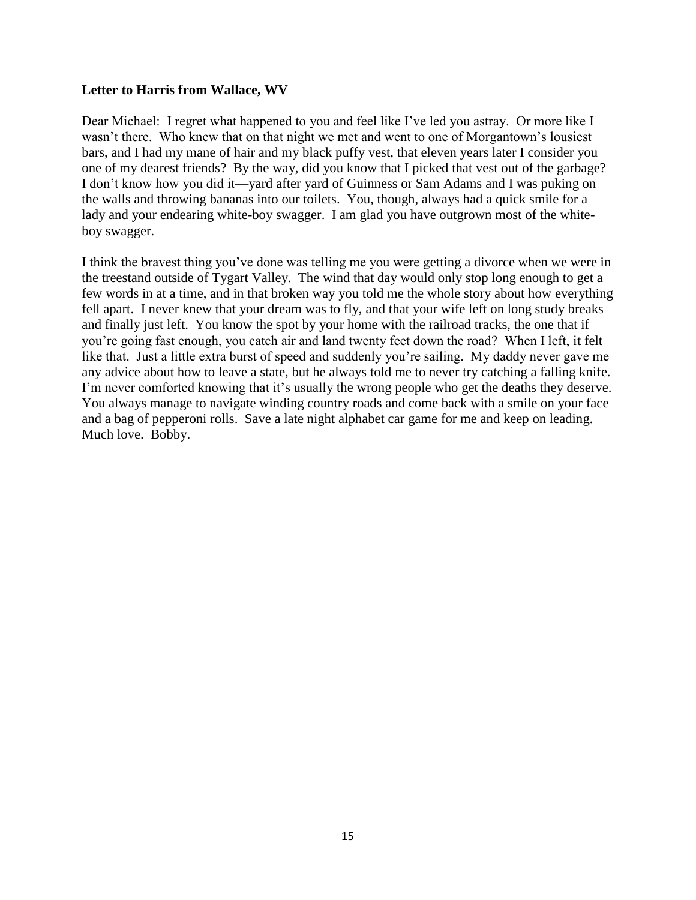**Letter to Harris from Wallace, WV**

Dear Michael: I regret what happened to you and feel like I've led you astray. Or more like I wasn't there. Who knew that on that night we met and went to one of Morgantown's lousiest bars, and I had my mane of hair and my black puffy vest, that eleven years later I consider you one of my dearest friends? By the way, did you know that I picked that vest out of the garbage? I don't know how you did it—yard after yard of Guinness or Sam Adams and I was puking on the walls and throwing bananas into our toilets. You, though, always had a quick smile for a lady and your endearing white-boy swagger. I am glad you have outgrown most of the white-boy swagger.

I think the bravest thing you've done was telling me you were getting a divorce when we were in the treestand outside of Tygart Valley. The wind that day would only stop long enough to get a few words in at a time, and in that broken way you told me the whole story about how everything fell apart. I never knew that your dream was to fly, and that your wife left on long study breaks and finally just left. You know the spot by your home with the railroad tracks, the one that if you're going fast enough, you catch air and land twenty feet down the road? When I left, it felt like that. Just a little extra burst of speed and suddenly you're sailing. My daddy never gave me any advice about how to leave a state, but he always told me to never try catching a falling knife. I'm never comforted knowing that it's usually the wrong people who get the deaths they deserve. You always manage to navigate winding country roads and come back with a smile on your face and a bag of pepperoni rolls. Save a late night alphabet car game for me and keep on leading. Much love. Bobby.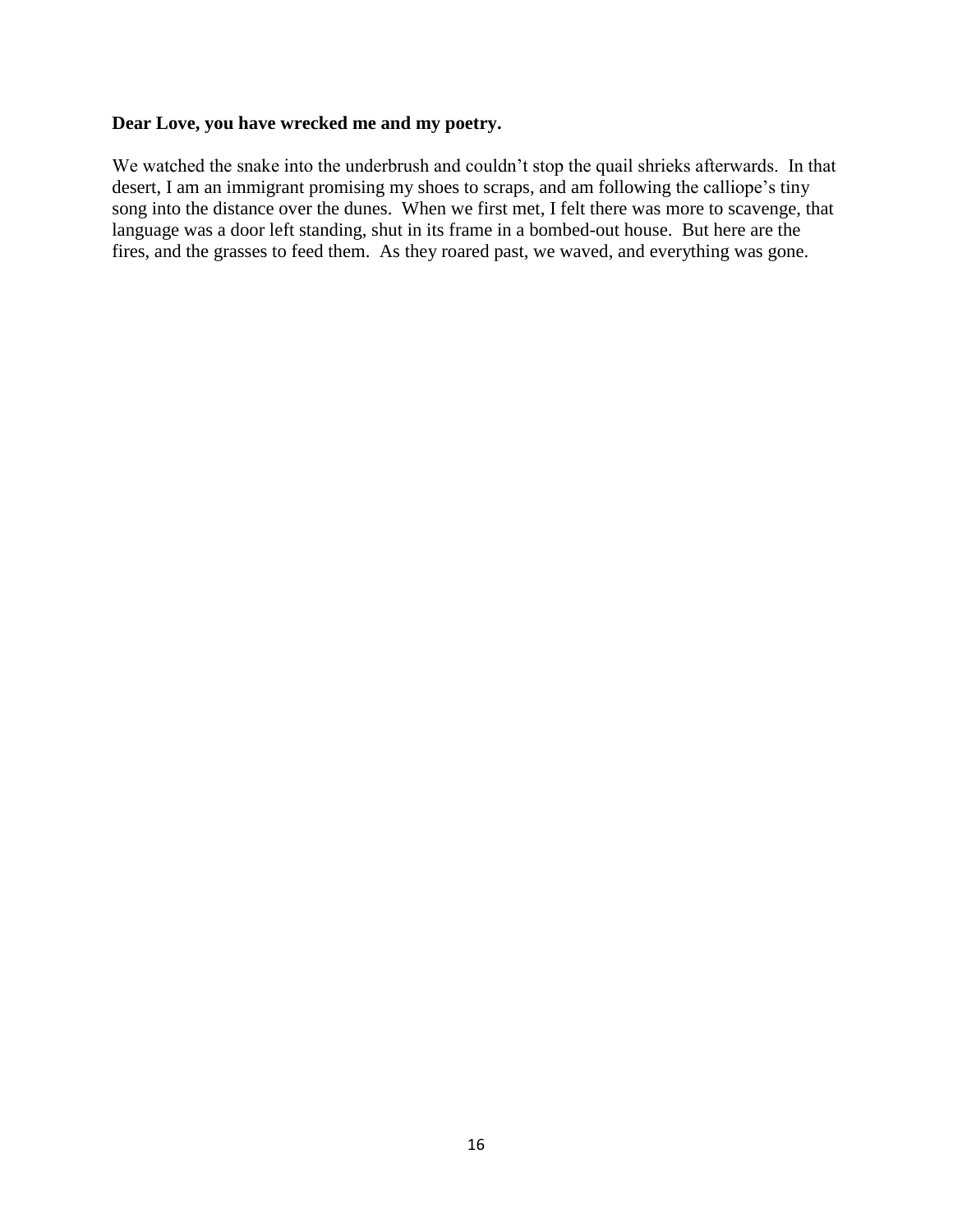**Dear Love, you have wrecked me and my poetry.**

We watched the snake into the underbrush and couldn't stop the quail shrieks afterwards. In that desert, I am an immigrant promising my shoes to scraps, and am following the calliope's tiny song into the distance over the dunes. When we first met, I felt there was more to scavenge, that language was a door left standing, shut in its frame in a bombed-out house. But here are the fires, and the grasses to feed them. As they roared past, we waved, and everything was gone.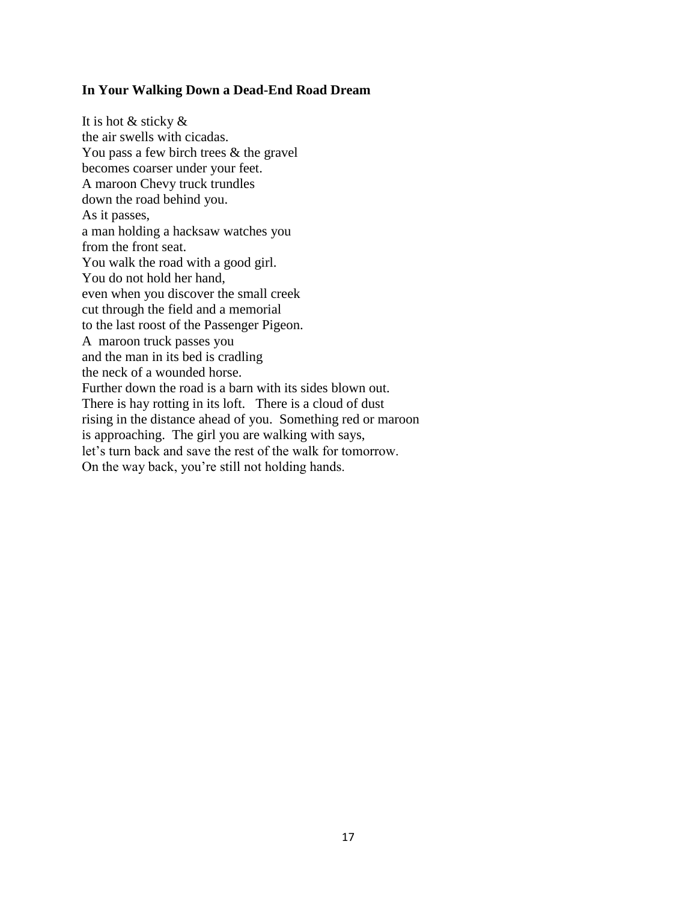**In Your Walking Down a Dead-End Road Dream**

It is hot & sticky &  
the air swells with cicadas.  
You pass a few birch trees & the gravel  
becomes coarser under your feet.  
A maroon Chevy truck trundles  
down the road behind you.  
As it passes,  
a man holding a hacksaw watches you  
from the front seat.  
You walk the road with a good girl.  
You do not hold her hand,  
even when you discover the small creek  
cut through the field and a memorial  
to the last roost of the Passenger Pigeon.  
A maroon truck passes you  
and the man in its bed is cradling  
the neck of a wounded horse.  
Further down the road is a barn with its sides blown out.  
There is hay rotting in its loft. There is a cloud of dust  
rising in the distance ahead of you. Something red or maroon  
is approaching. The girl you are walking with says,  
let's turn back and save the rest of the walk for tomorrow.  
On the way back, you're still not holding hands.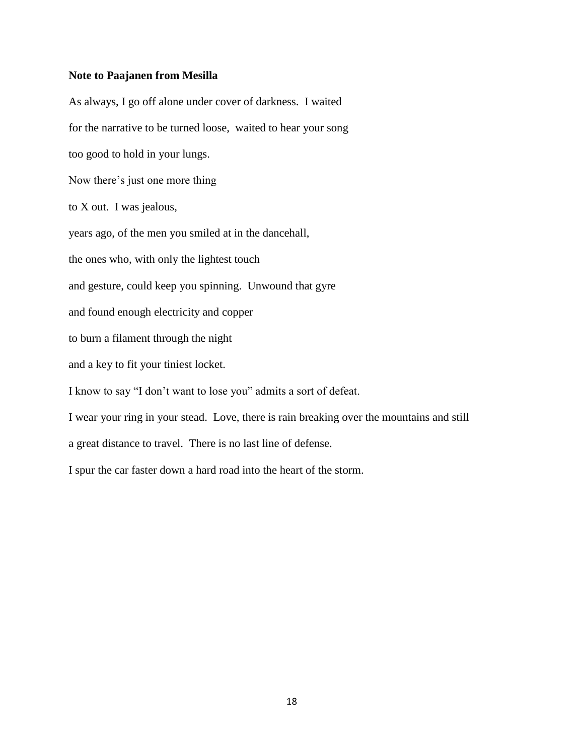**Note to Paajanen from Mesilla**

As always, I go off alone under cover of darkness. I waited

for the narrative to be turned loose, waited to hear your song

too good to hold in your lungs.

Now there's just one more thing

to X out. I was jealous,

years ago, of the men you smiled at in the dancehall,

the ones who, with only the lightest touch

and gesture, could keep you spinning. Unwound that gyre

and found enough electricity and copper

to burn a filament through the night

and a key to fit your tiniest locket.

I know to say "I don't want to lose you" admits a sort of defeat.

I wear your ring in your stead. Love, there is rain breaking over the mountains and still

a great distance to travel. There is no last line of defense.

I spur the car faster down a hard road into the heart of the storm.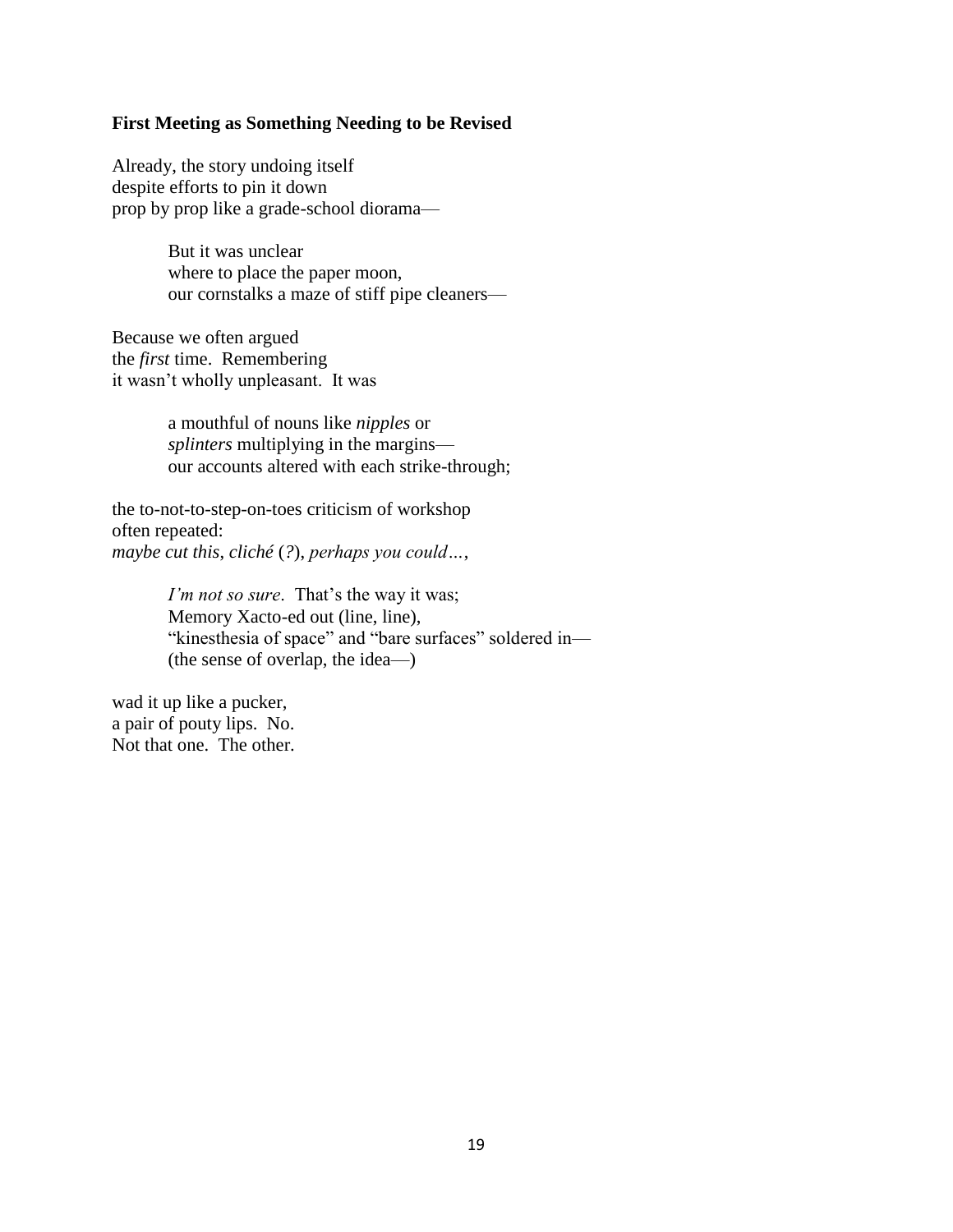**First Meeting as Something Needing to be Revised**

Already, the story undoing itself  
despite efforts to pin it down  
prop by prop like a grade-school diorama—

> But it was unclear  
> where to place the paper moon,  
> our cornstalks a maze of stiff pipe cleaners—

Because we often argued  
the *first* time. Remembering  
it wasn't wholly unpleasant. It was

> a mouthful of nouns like *nipples* or  
> *splinters* multiplying in the margins—  
> our accounts altered with each strike-through;

the to-not-to-step-on-toes criticism of workshop  
often repeated:  
*maybe cut this*, *cliché* (*?*), *perhaps you could…*,

> *I'm not so sure*. That's the way it was;  
> Memory Xacto-ed out (line, line),  
> "kinesthesia of space" and "bare surfaces" soldered in—  
> (the sense of overlap, the idea—)

wad it up like a pucker,  
a pair of pouty lips. No.  
Not that one. The other.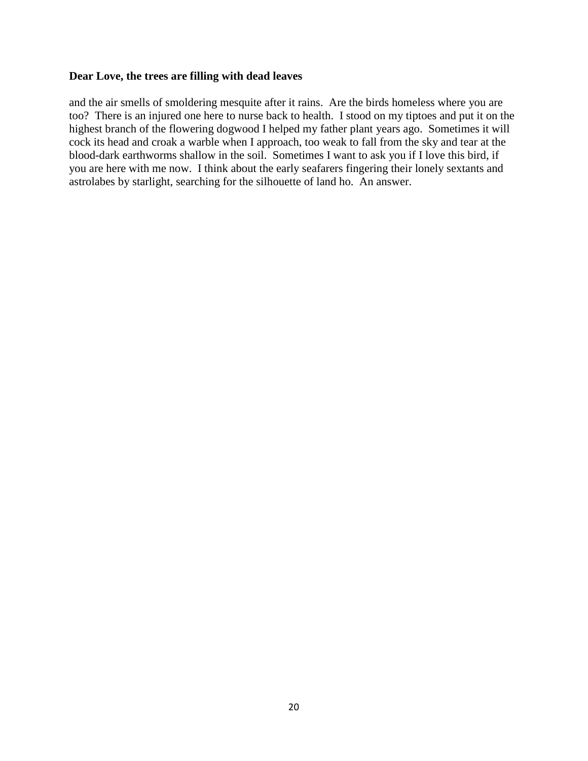**Dear Love, the trees are filling with dead leaves**

and the air smells of smoldering mesquite after it rains. Are the birds homeless where you are too? There is an injured one here to nurse back to health. I stood on my tiptoes and put it on the highest branch of the flowering dogwood I helped my father plant years ago. Sometimes it will cock its head and croak a warble when I approach, too weak to fall from the sky and tear at the blood-dark earthworms shallow in the soil. Sometimes I want to ask you if I love this bird, if you are here with me now. I think about the early seafarers fingering their lonely sextants and astrolabes by starlight, searching for the silhouette of land ho. An answer.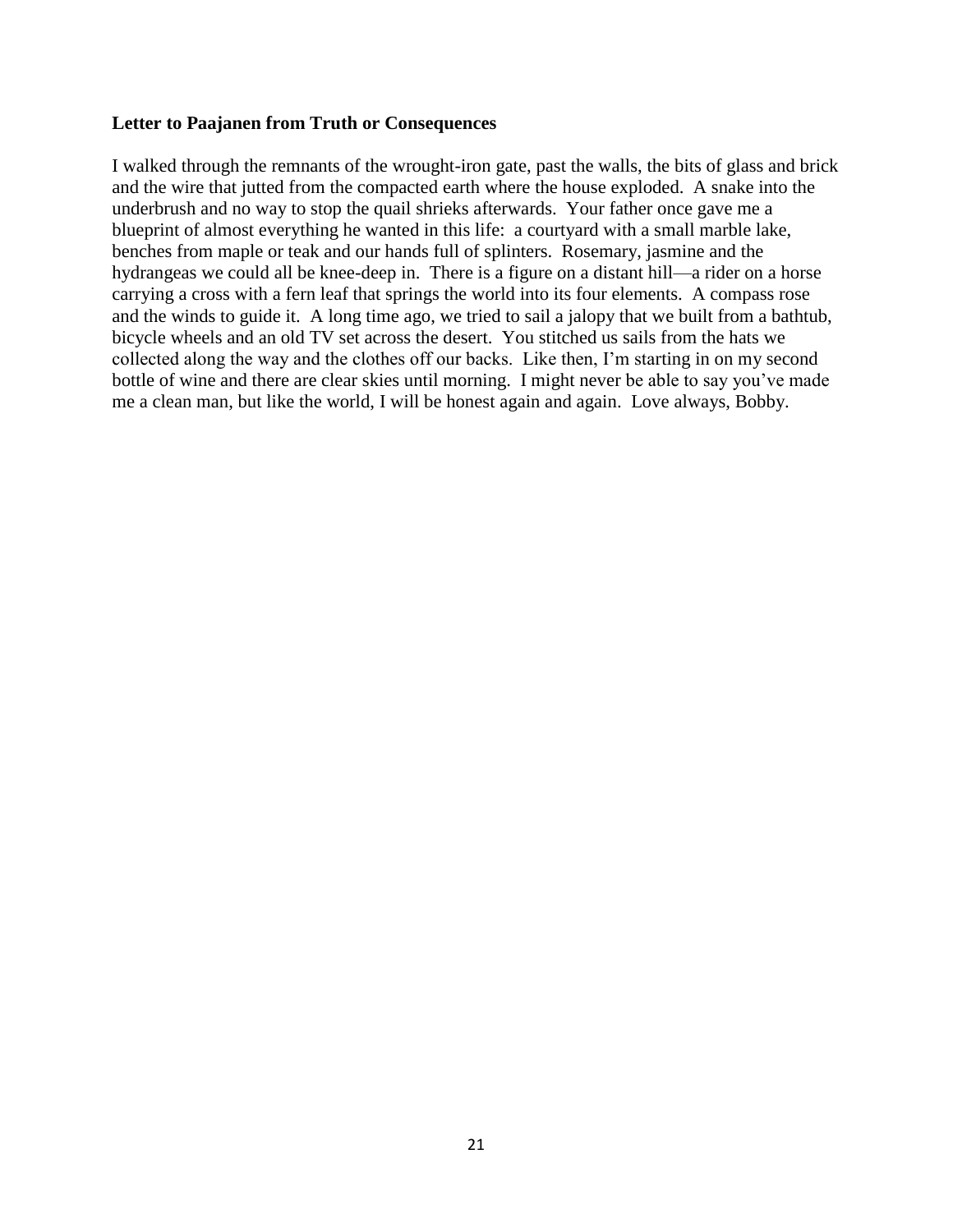**Letter to Paajanen from Truth or Consequences**

I walked through the remnants of the wrought-iron gate, past the walls, the bits of glass and brick and the wire that jutted from the compacted earth where the house exploded. A snake into the underbrush and no way to stop the quail shrieks afterwards. Your father once gave me a blueprint of almost everything he wanted in this life: a courtyard with a small marble lake, benches from maple or teak and our hands full of splinters. Rosemary, jasmine and the hydrangeas we could all be knee-deep in. There is a figure on a distant hill—a rider on a horse carrying a cross with a fern leaf that springs the world into its four elements. A compass rose and the winds to guide it. A long time ago, we tried to sail a jalopy that we built from a bathtub, bicycle wheels and an old TV set across the desert. You stitched us sails from the hats we collected along the way and the clothes off our backs. Like then, I'm starting in on my second bottle of wine and there are clear skies until morning. I might never be able to say you've made me a clean man, but like the world, I will be honest again and again. Love always, Bobby.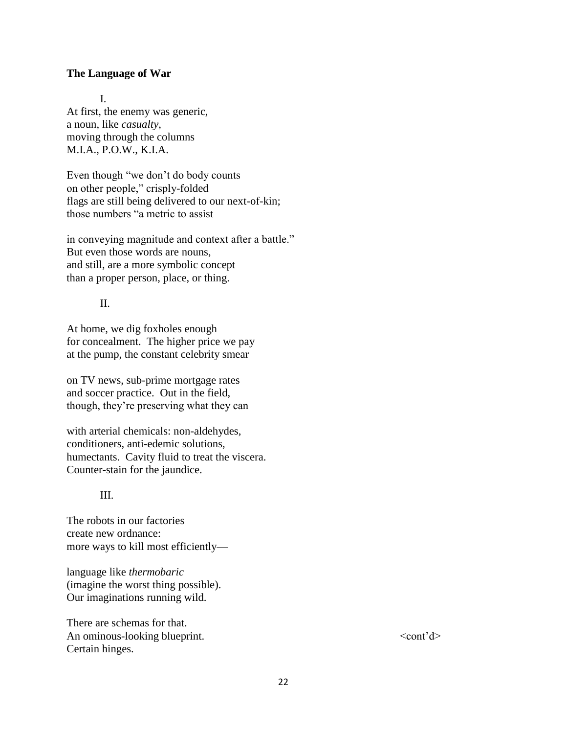**The Language of War**

I.

At first, the enemy was generic,
a noun, like *casualty*,
moving through the columns
M.I.A., P.O.W., K.I.A.

Even though "we don't do body counts
on other people," crisply-folded
flags are still being delivered to our next-of-kin;
those numbers "a metric to assist

in conveying magnitude and context after a battle."
But even those words are nouns,
and still, are a more symbolic concept
than a proper person, place, or thing.

II.

At home, we dig foxholes enough
for concealment. The higher price we pay
at the pump, the constant celebrity smear

on TV news, sub-prime mortgage rates
and soccer practice. Out in the field,
though, they're preserving what they can

with arterial chemicals: non-aldehydes,
conditioners, anti-edemic solutions,
humectants. Cavity fluid to treat the viscera.
Counter-stain for the jaundice.

III.

The robots in our factories
create new ordnance:
more ways to kill most efficiently—

language like *thermobaric*
(imagine the worst thing possible).
Our imaginations running wild.

There are schemas for that.
An ominous-looking blueprint.
Certain hinges.

<cont'd>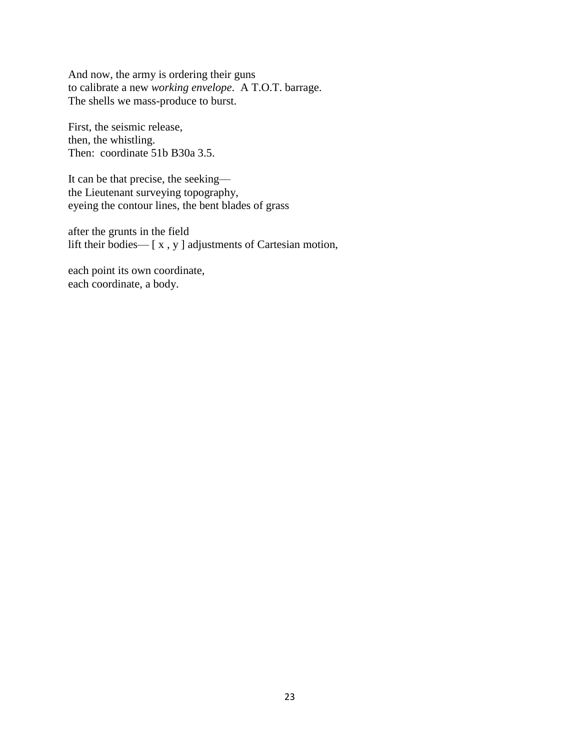And now, the army is ordering their guns
to calibrate a new *working envelope*.  A T.O.T. barrage.
The shells we mass-produce to burst.

First, the seismic release,
then, the whistling.
Then:  coordinate 51b B30a 3.5.

It can be that precise, the seeking—
the Lieutenant surveying topography,
eyeing the contour lines, the bent blades of grass

after the grunts in the field
lift their bodies— [ x , y ] adjustments of Cartesian motion,

each point its own coordinate,
each coordinate, a body.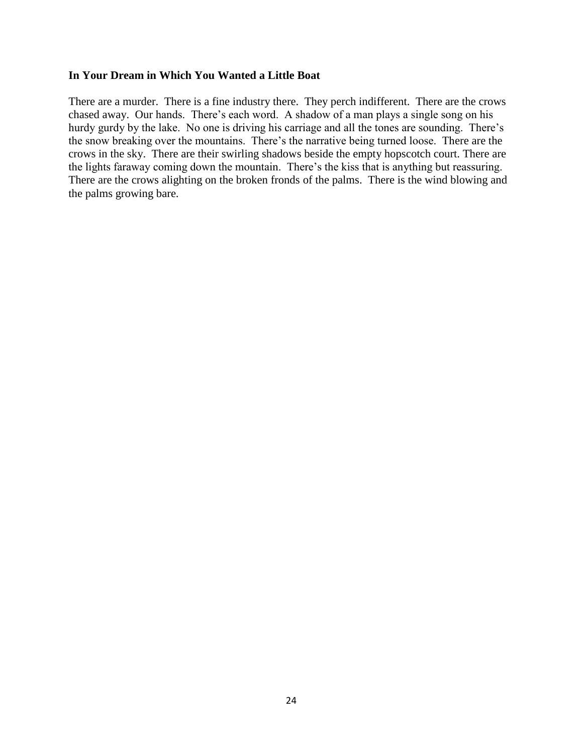**In Your Dream in Which You Wanted a Little Boat**

There are a murder. There is a fine industry there. They perch indifferent. There are the crows chased away. Our hands. There's each word. A shadow of a man plays a single song on his hurdy gurdy by the lake. No one is driving his carriage and all the tones are sounding. There's the snow breaking over the mountains. There's the narrative being turned loose. There are the crows in the sky. There are their swirling shadows beside the empty hopscotch court. There are the lights faraway coming down the mountain. There's the kiss that is anything but reassuring. There are the crows alighting on the broken fronds of the palms. There is the wind blowing and the palms growing bare.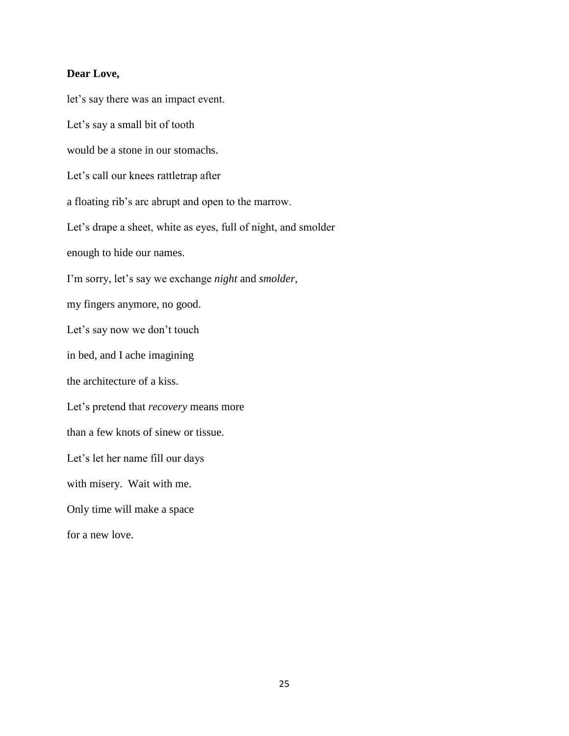**Dear Love,**

let's say there was an impact event.

Let's say a small bit of tooth

would be a stone in our stomachs.

Let's call our knees rattletrap after

a floating rib's arc abrupt and open to the marrow.

Let's drape a sheet, white as eyes, full of night, and smolder

enough to hide our names.

I'm sorry, let's say we exchange *night* and *smolder*,

my fingers anymore, no good.

Let's say now we don't touch

in bed, and I ache imagining

the architecture of a kiss.

Let's pretend that *recovery* means more

than a few knots of sinew or tissue.

Let's let her name fill our days

with misery.  Wait with me.

Only time will make a space

for a new love.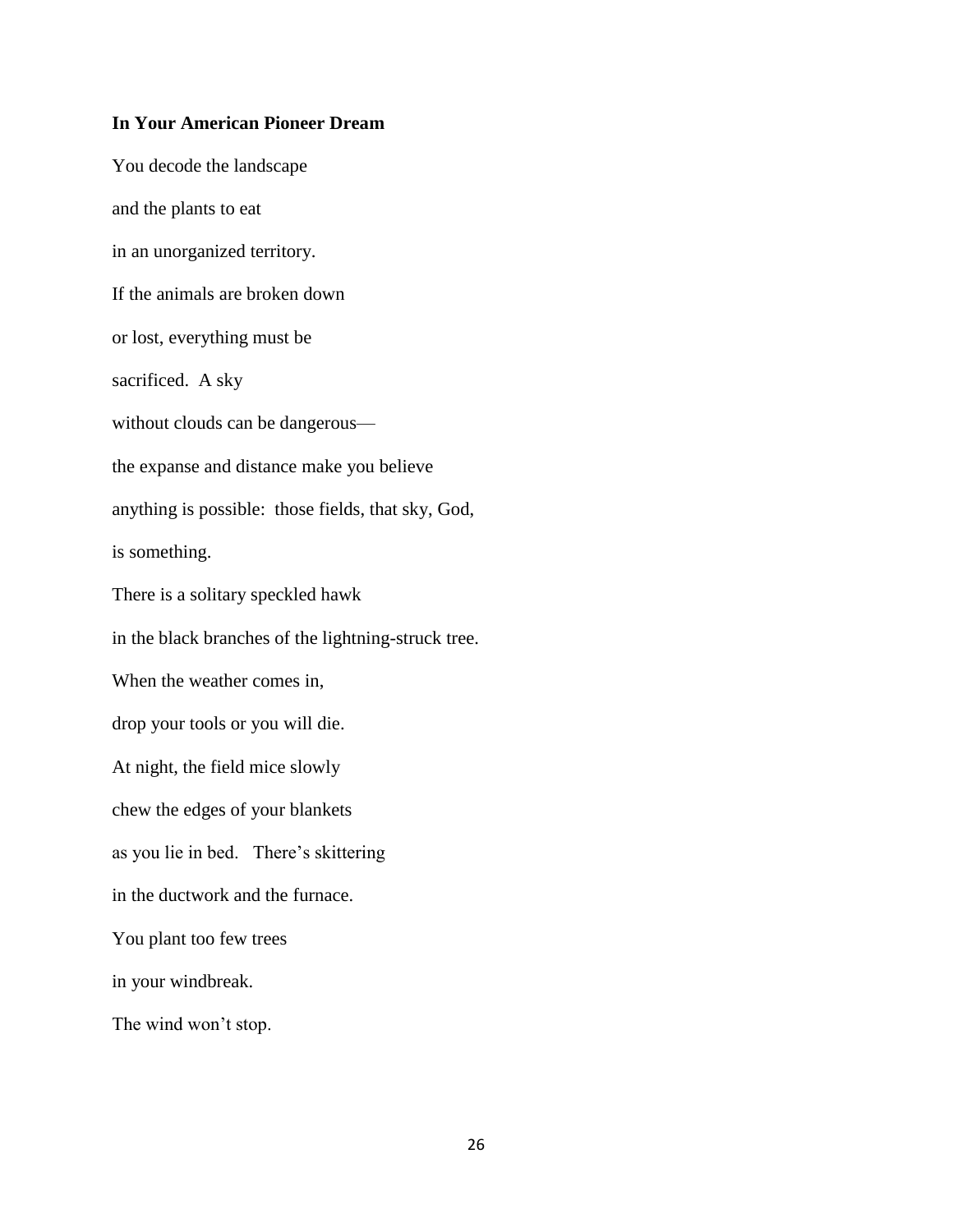**In Your American Pioneer Dream**

You decode the landscape

and the plants to eat

in an unorganized territory.

If the animals are broken down

or lost, everything must be

sacrificed.  A sky

without clouds can be dangerous—

the expanse and distance make you believe

anything is possible:  those fields, that sky, God,

is something.

There is a solitary speckled hawk

in the black branches of the lightning-struck tree.

When the weather comes in,

drop your tools or you will die.

At night, the field mice slowly

chew the edges of your blankets

as you lie in bed.   There's skittering

in the ductwork and the furnace.

You plant too few trees

in your windbreak.

The wind won't stop.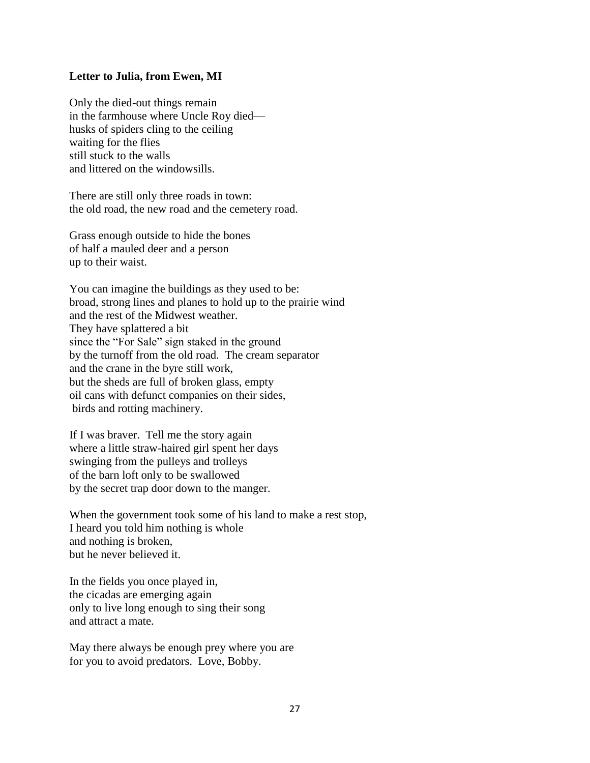**Letter to Julia, from Ewen, MI**

Only the died-out things remain  
in the farmhouse where Uncle Roy died—  
husks of spiders cling to the ceiling  
waiting for the flies  
still stuck to the walls  
and littered on the windowsills.

There are still only three roads in town:  
the old road, the new road and the cemetery road.

Grass enough outside to hide the bones  
of half a mauled deer and a person  
up to their waist.

You can imagine the buildings as they used to be:  
broad, strong lines and planes to hold up to the prairie wind  
and the rest of the Midwest weather.  
They have splattered a bit  
since the "For Sale" sign staked in the ground  
by the turnoff from the old road. The cream separator  
and the crane in the byre still work,  
but the sheds are full of broken glass, empty  
oil cans with defunct companies on their sides,  
birds and rotting machinery.

If I was braver. Tell me the story again  
where a little straw-haired girl spent her days  
swinging from the pulleys and trolleys  
of the barn loft only to be swallowed  
by the secret trap door down to the manger.

When the government took some of his land to make a rest stop,  
I heard you told him nothing is whole  
and nothing is broken,  
but he never believed it.

In the fields you once played in,  
the cicadas are emerging again  
only to live long enough to sing their song  
and attract a mate.

May there always be enough prey where you are  
for you to avoid predators. Love, Bobby.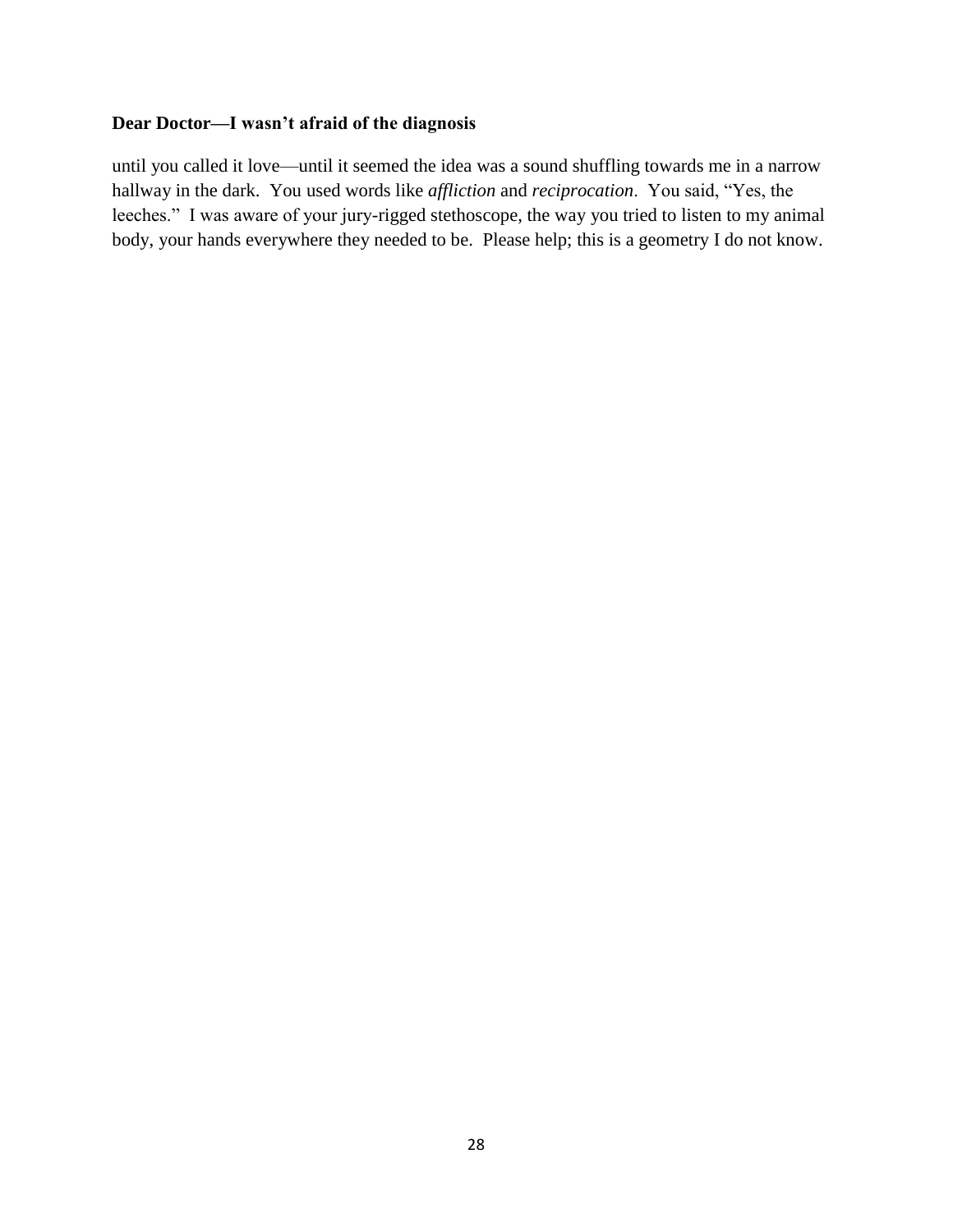**Dear Doctor—I wasn't afraid of the diagnosis**

until you called it love—until it seemed the idea was a sound shuffling towards me in a narrow hallway in the dark. You used words like *affliction* and *reciprocation*. You said, "Yes, the leeches." I was aware of your jury-rigged stethoscope, the way you tried to listen to my animal body, your hands everywhere they needed to be. Please help; this is a geometry I do not know.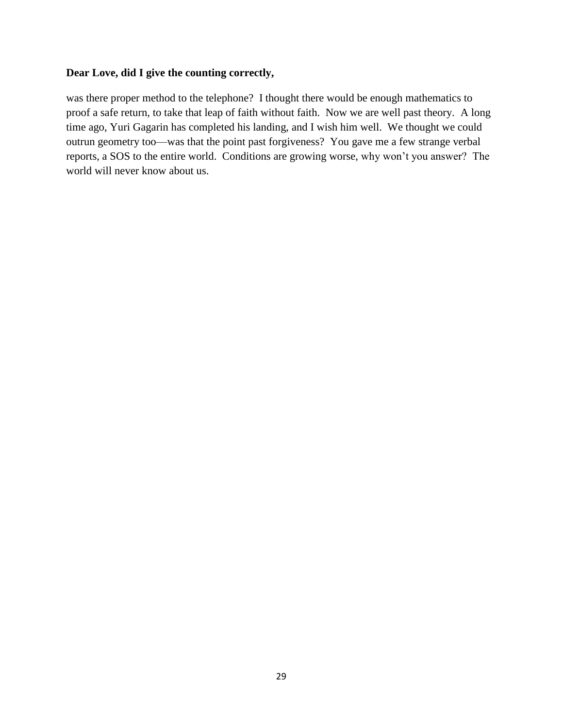**Dear Love, did I give the counting correctly,**

was there proper method to the telephone?  I thought there would be enough mathematics to proof a safe return, to take that leap of faith without faith.  Now we are well past theory.  A long time ago, Yuri Gagarin has completed his landing, and I wish him well.  We thought we could outrun geometry too—was that the point past forgiveness?  You gave me a few strange verbal reports, a SOS to the entire world.  Conditions are growing worse, why won't you answer?  The world will never know about us.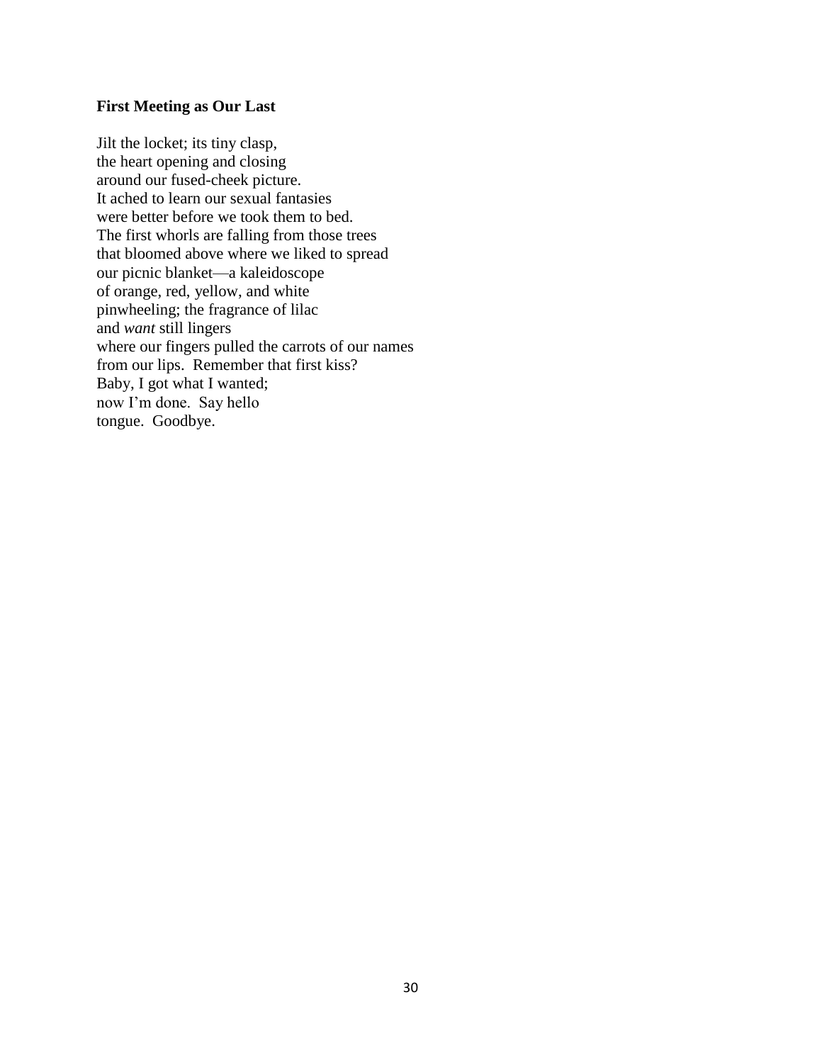**First Meeting as Our Last**

Jilt the locket; its tiny clasp,  
the heart opening and closing  
around our fused-cheek picture.  
It ached to learn our sexual fantasies  
were better before we took them to bed.  
The first whorls are falling from those trees  
that bloomed above where we liked to spread  
our picnic blanket—a kaleidoscope  
of orange, red, yellow, and white  
pinwheeling; the fragrance of lilac  
and *want* still lingers  
where our fingers pulled the carrots of our names  
from our lips.  Remember that first kiss?  
Baby, I got what I wanted;  
now I'm done.  Say hello  
tongue.  Goodbye.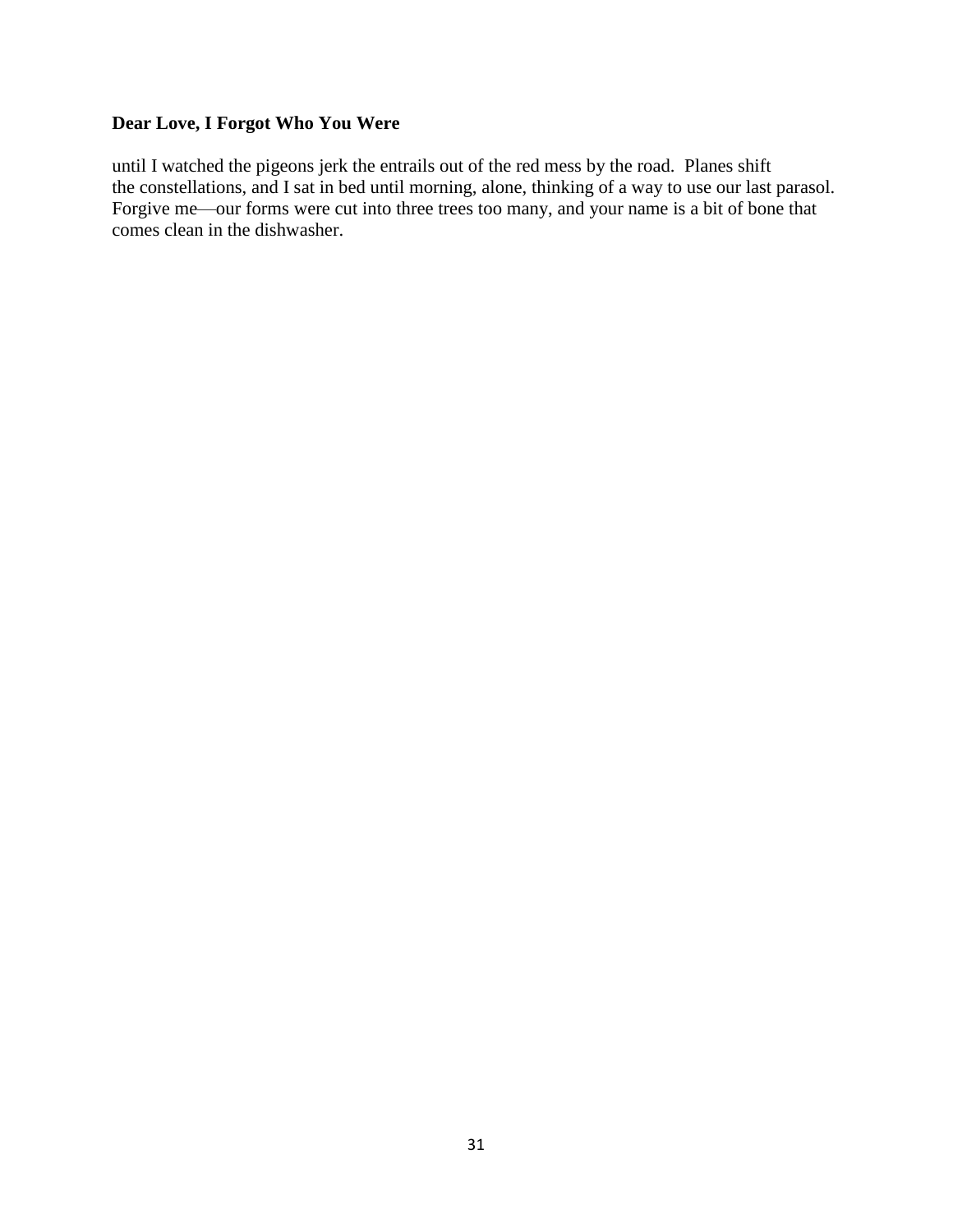**Dear Love, I Forgot Who You Were**

until I watched the pigeons jerk the entrails out of the red mess by the road. Planes shift
the constellations, and I sat in bed until morning, alone, thinking of a way to use our last parasol.
Forgive me—our forms were cut into three trees too many, and your name is a bit of bone that
comes clean in the dishwasher.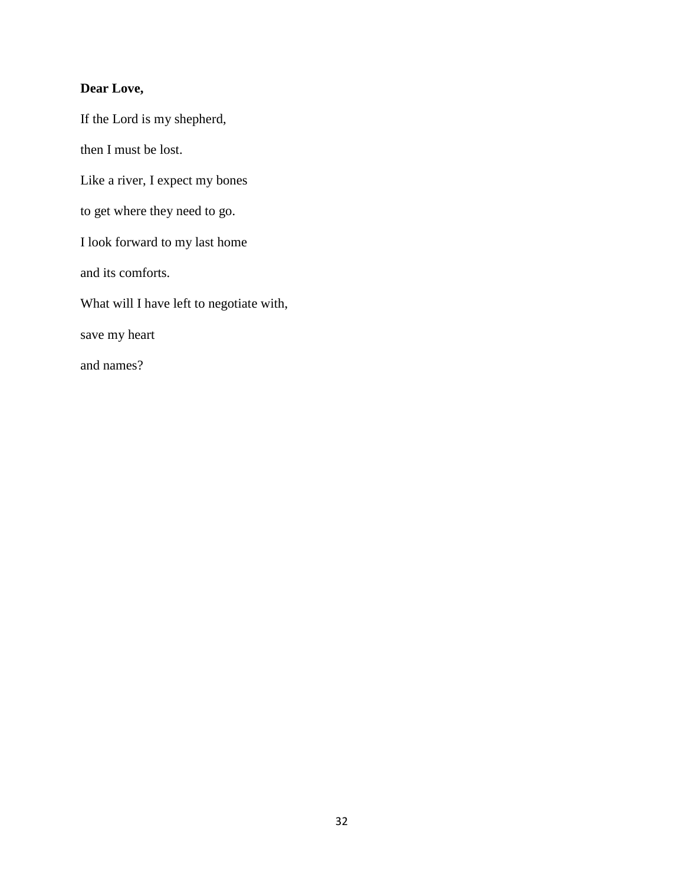**Dear Love,**

If the Lord is my shepherd,

then I must be lost.

Like a river, I expect my bones

to get where they need to go.

I look forward to my last home

and its comforts.

What will I have left to negotiate with,

save my heart

and names?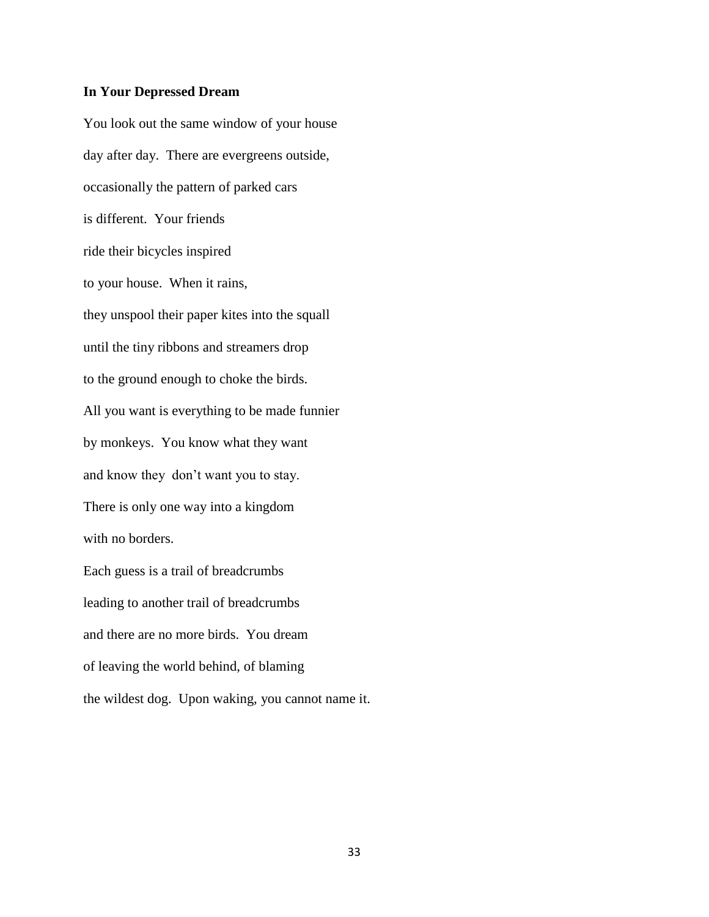**In Your Depressed Dream**

You look out the same window of your house  
day after day. There are evergreens outside,  
occasionally the pattern of parked cars  
is different. Your friends  
ride their bicycles inspired  
to your house. When it rains,  
they unspool their paper kites into the squall  
until the tiny ribbons and streamers drop  
to the ground enough to choke the birds.  
All you want is everything to be made funnier  
by monkeys. You know what they want  
and know they don't want you to stay.  
There is only one way into a kingdom  
with no borders.  
Each guess is a trail of breadcrumbs  
leading to another trail of breadcrumbs  
and there are no more birds. You dream  
of leaving the world behind, of blaming  
the wildest dog. Upon waking, you cannot name it.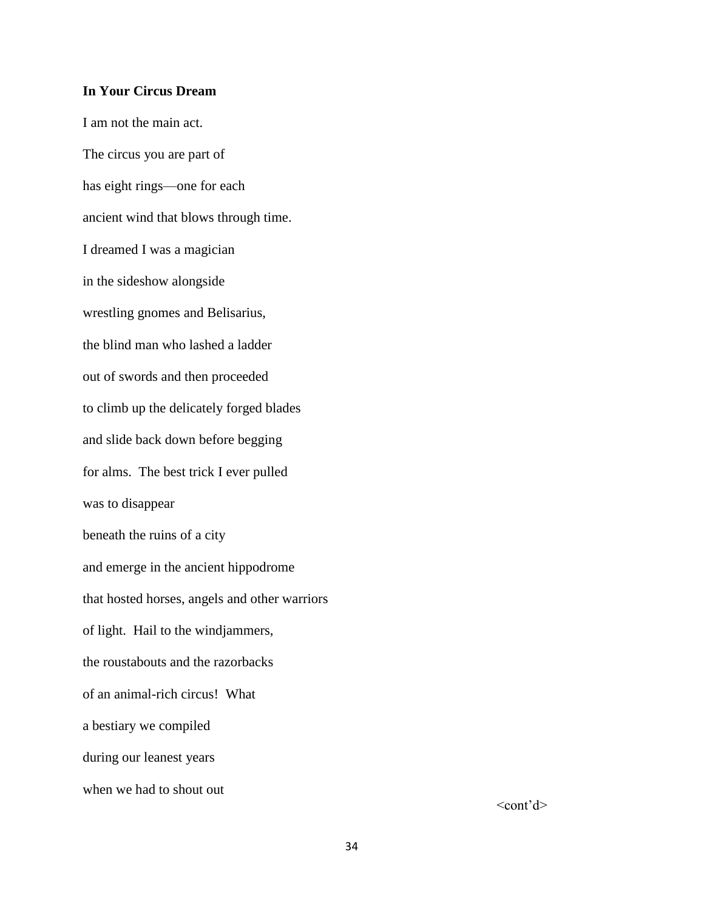**In Your Circus Dream**

I am not the main act.

The circus you are part of

has eight rings—one for each

ancient wind that blows through time.

I dreamed I was a magician

in the sideshow alongside

wrestling gnomes and Belisarius,

the blind man who lashed a ladder

out of swords and then proceeded

to climb up the delicately forged blades

and slide back down before begging

for alms.  The best trick I ever pulled

was to disappear

beneath the ruins of a city

and emerge in the ancient hippodrome

that hosted horses, angels and other warriors

of light.  Hail to the windjammers,

the roustabouts and the razorbacks

of an animal-rich circus!  What

a bestiary we compiled

during our leanest years

when we had to shout out

<cont'd>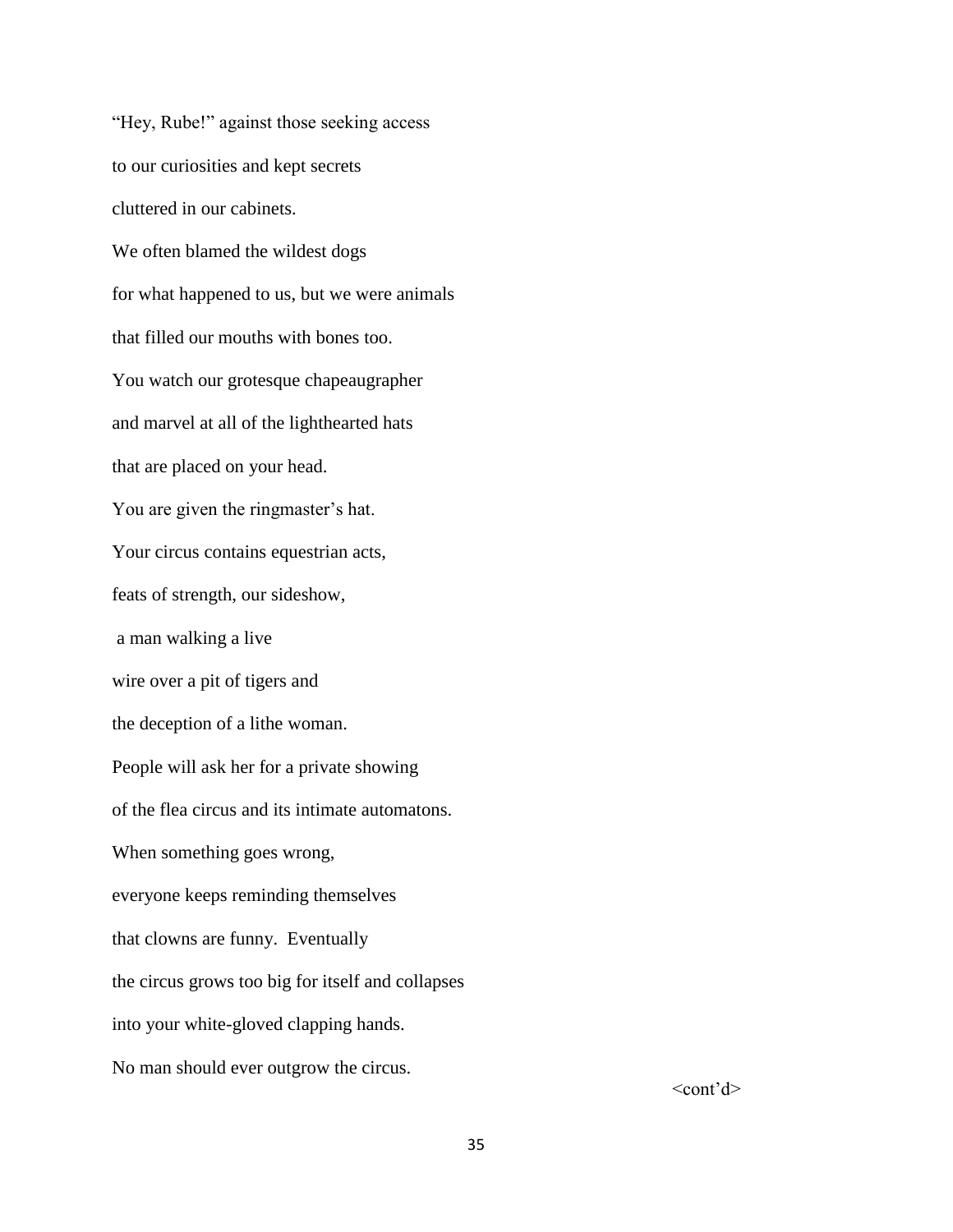"Hey, Rube!" against those seeking access

to our curiosities and kept secrets

cluttered in our cabinets.

We often blamed the wildest dogs

for what happened to us, but we were animals

that filled our mouths with bones too.

You watch our grotesque chapeaugrapher

and marvel at all of the lighthearted hats

that are placed on your head.

You are given the ringmaster's hat.

Your circus contains equestrian acts,

feats of strength, our sideshow,

a man walking a live

wire over a pit of tigers and

the deception of a lithe woman.

People will ask her for a private showing

of the flea circus and its intimate automatons.

When something goes wrong,

everyone keeps reminding themselves

that clowns are funny.  Eventually

the circus grows too big for itself and collapses

into your white-gloved clapping hands.

No man should ever outgrow the circus.

<cont'd>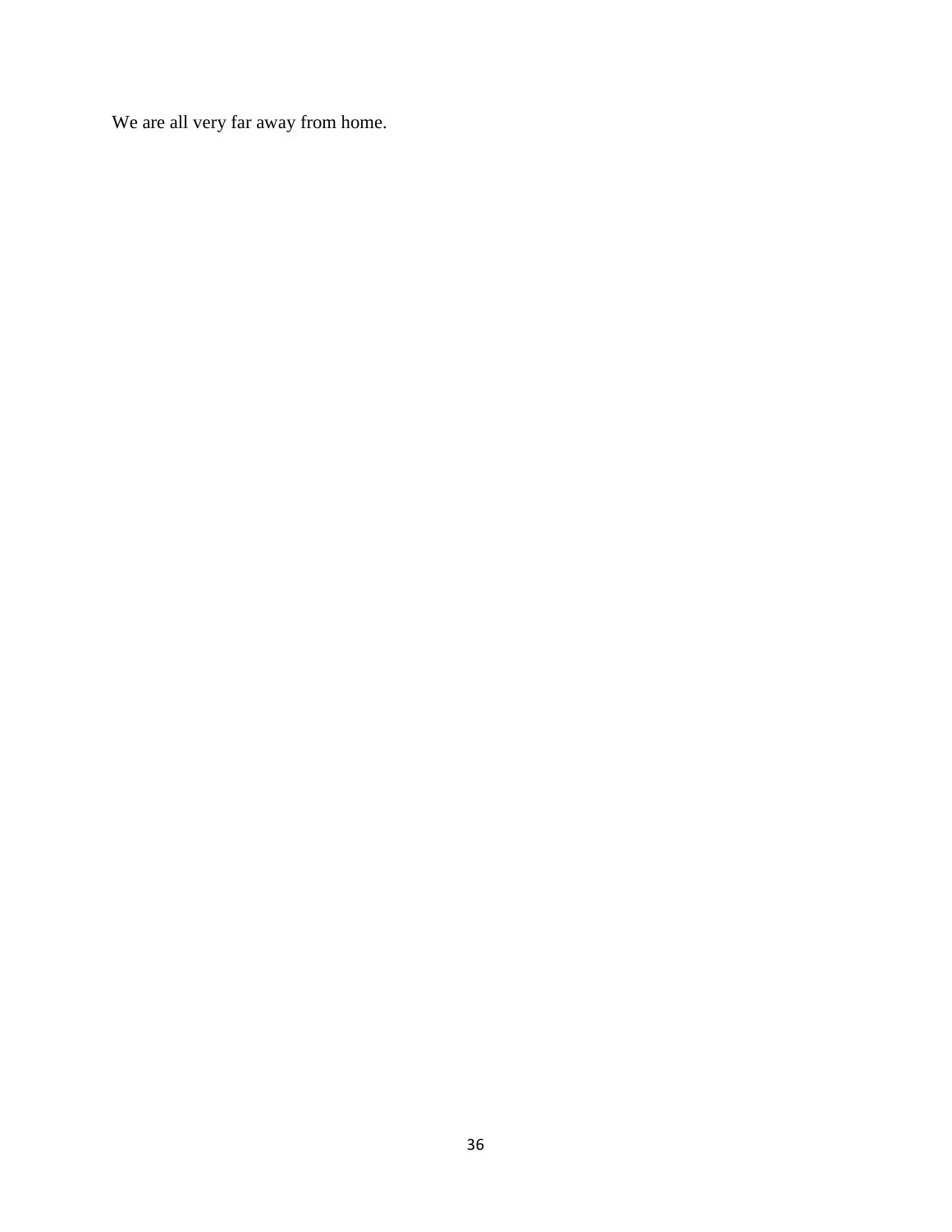We are all very far away from home.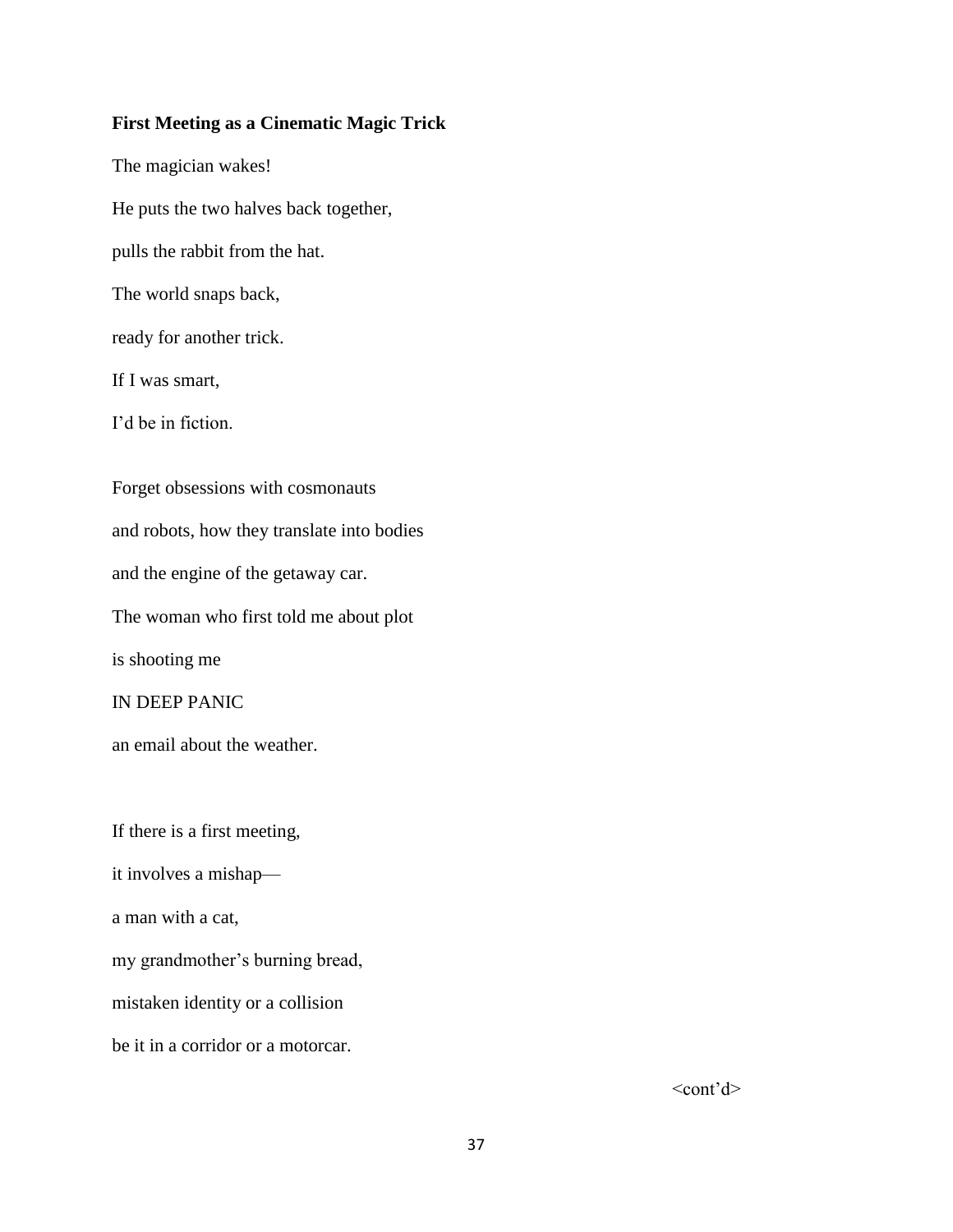**First Meeting as a Cinematic Magic Trick**

The magician wakes!

He puts the two halves back together,

pulls the rabbit from the hat.

The world snaps back,

ready for another trick.

If I was smart,

I'd be in fiction.

Forget obsessions with cosmonauts

and robots, how they translate into bodies

and the engine of the getaway car.

The woman who first told me about plot

is shooting me

IN DEEP PANIC

an email about the weather.

If there is a first meeting,

it involves a mishap—

a man with a cat,

my grandmother's burning bread,

mistaken identity or a collision

be it in a corridor or a motorcar.

<cont'd>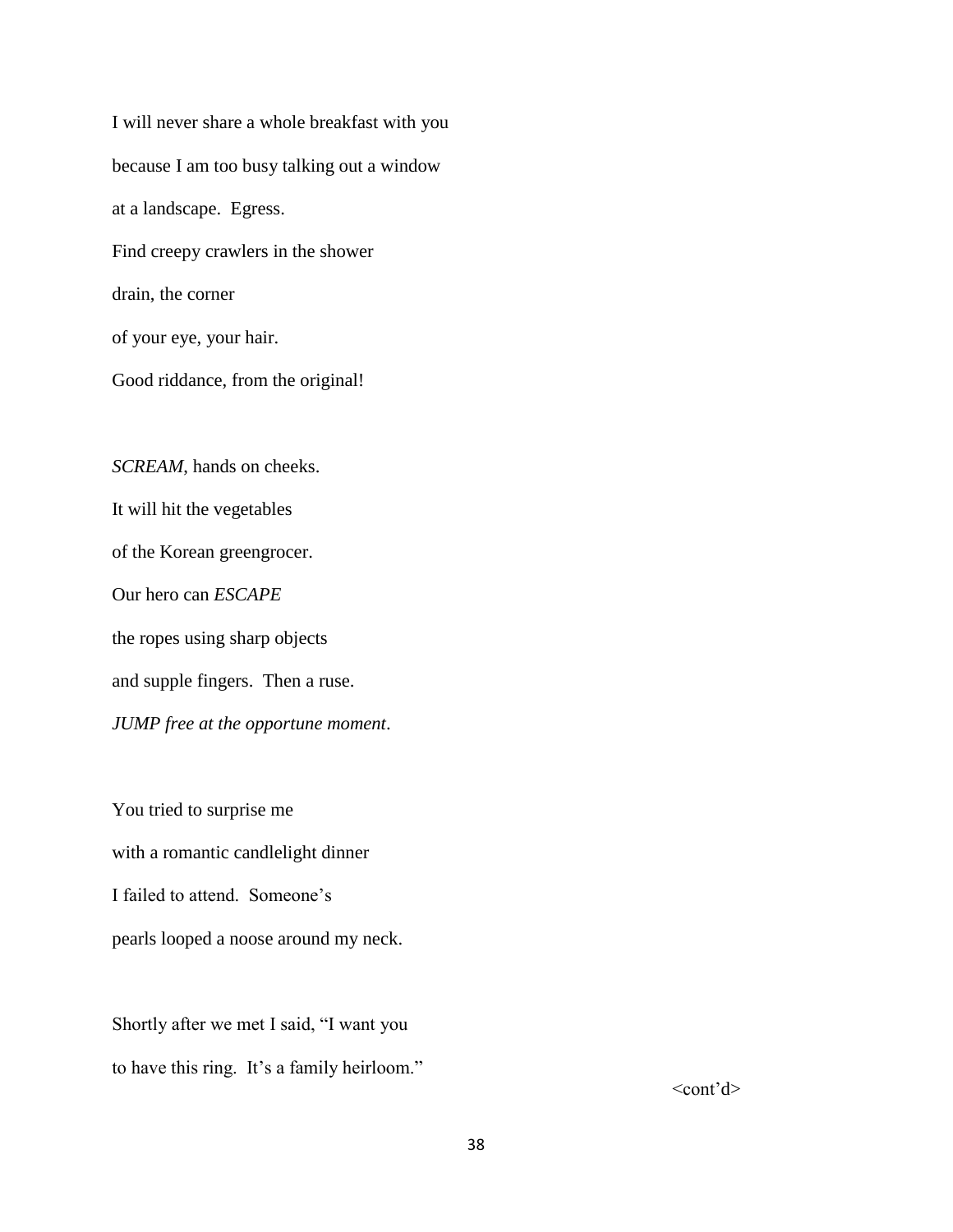I will never share a whole breakfast with you
because I am too busy talking out a window
at a landscape.  Egress.
Find creepy crawlers in the shower
drain, the corner
of your eye, your hair.
Good riddance, from the original!

*SCREAM*, hands on cheeks.
It will hit the vegetables
of the Korean greengrocer.
Our hero can *ESCAPE*
the ropes using sharp objects
and supple fingers.  Then a ruse.
*JUMP free at the opportune moment*.

You tried to surprise me
with a romantic candlelight dinner
I failed to attend.  Someone's
pearls looped a noose around my neck.

Shortly after we met I said, "I want you
to have this ring.  It's a family heirloom."

<cont'd>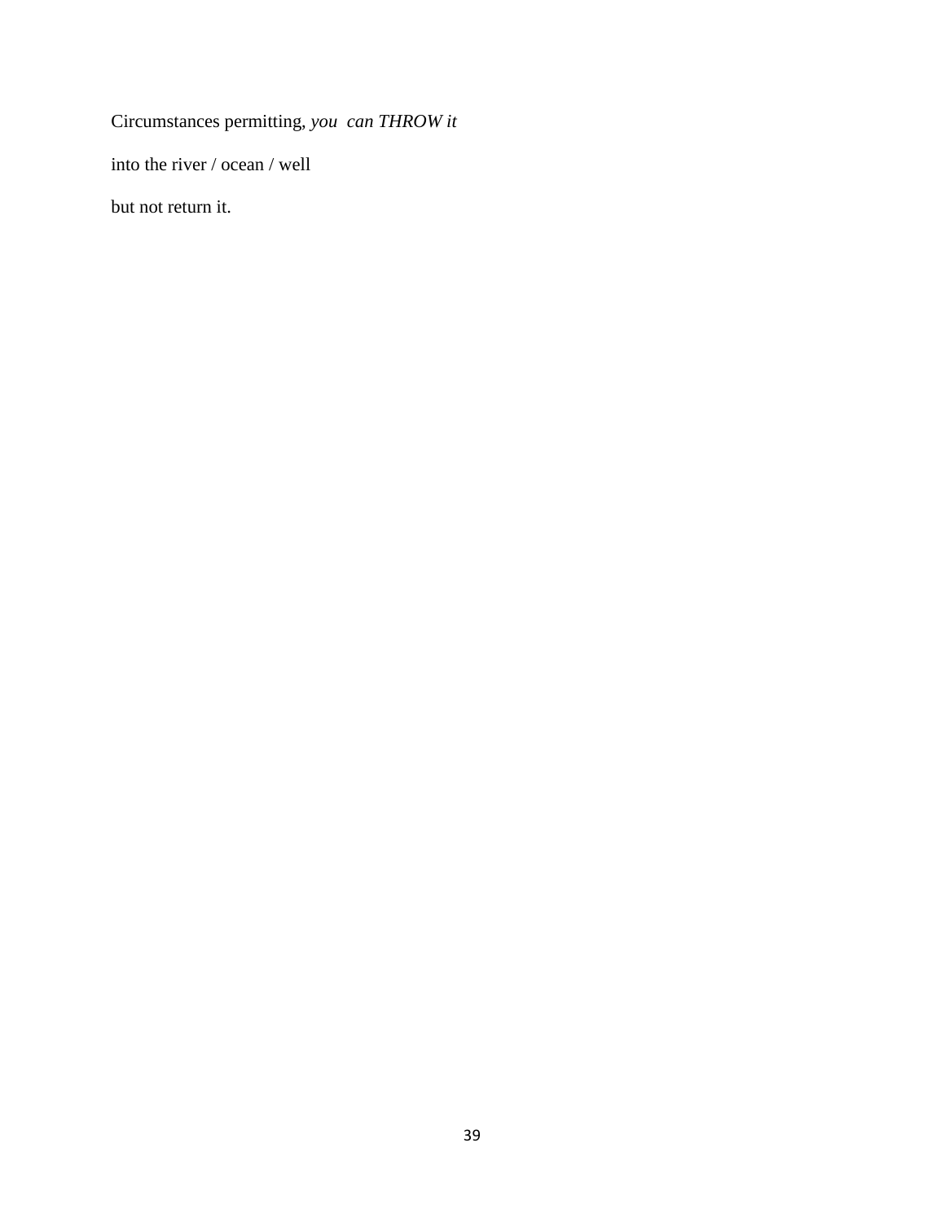Circumstances permitting, *you can THROW it*

into the river / ocean / well

but not return it.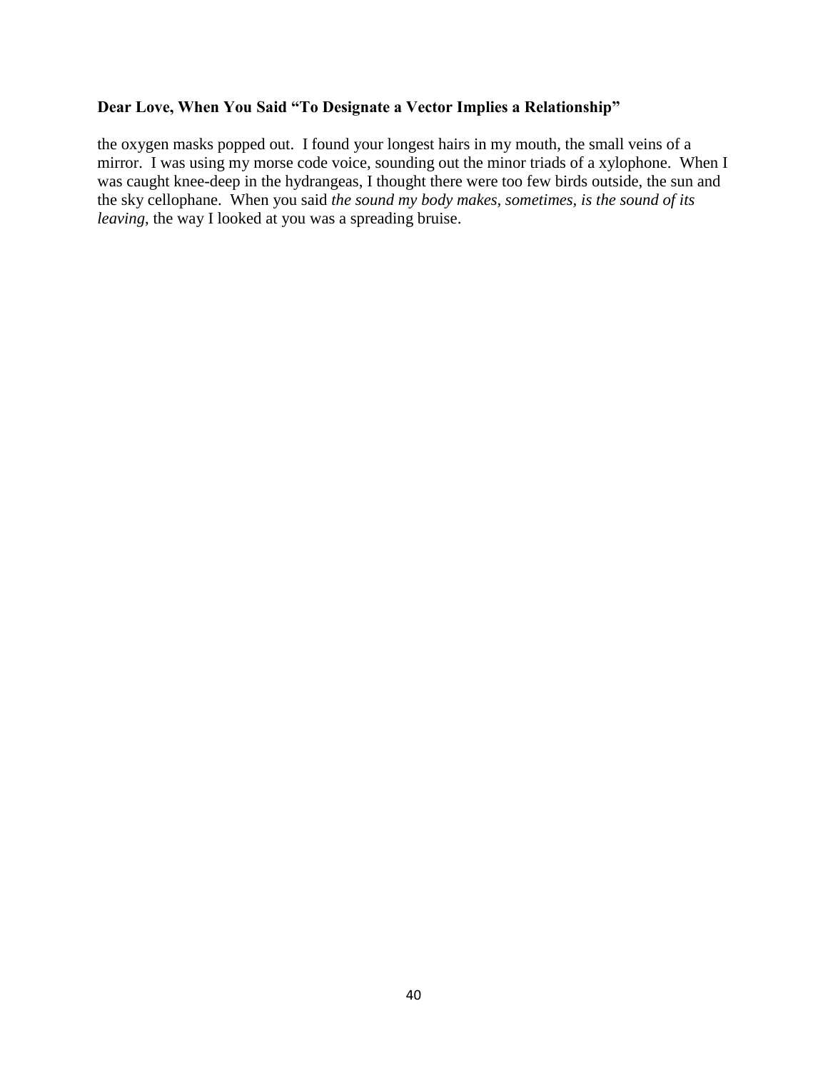**Dear Love, When You Said "To Designate a Vector Implies a Relationship"**

the oxygen masks popped out.  I found your longest hairs in my mouth, the small veins of a mirror.  I was using my morse code voice, sounding out the minor triads of a xylophone.  When I was caught knee-deep in the hydrangeas, I thought there were too few birds outside, the sun and the sky cellophane.  When you said *the sound my body makes, sometimes, is the sound of its leaving*, the way I looked at you was a spreading bruise.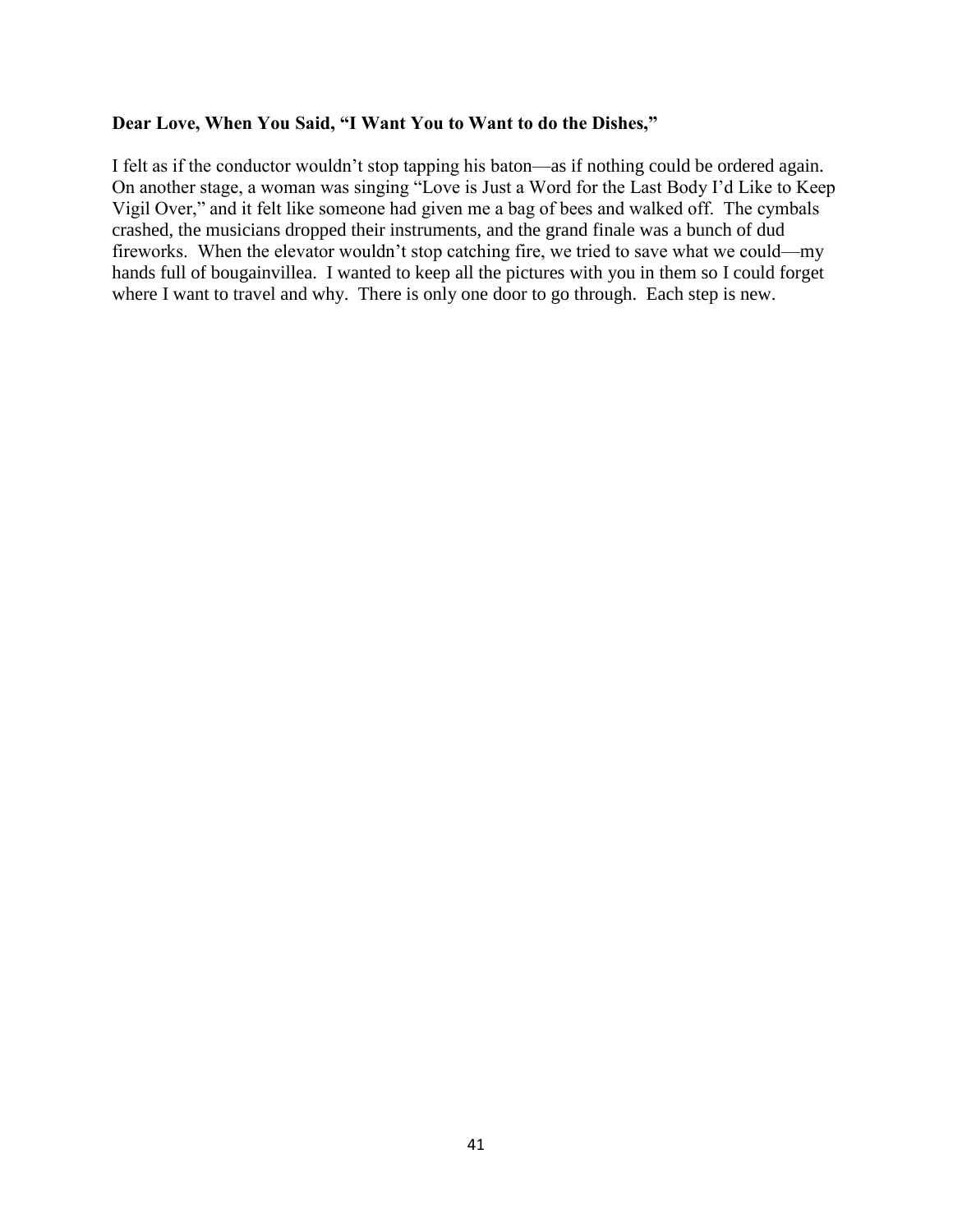**Dear Love, When You Said, "I Want You to Want to do the Dishes,"**

I felt as if the conductor wouldn't stop tapping his baton—as if nothing could be ordered again. On another stage, a woman was singing "Love is Just a Word for the Last Body I'd Like to Keep Vigil Over," and it felt like someone had given me a bag of bees and walked off. The cymbals crashed, the musicians dropped their instruments, and the grand finale was a bunch of dud fireworks. When the elevator wouldn't stop catching fire, we tried to save what we could—my hands full of bougainvillea. I wanted to keep all the pictures with you in them so I could forget where I want to travel and why. There is only one door to go through. Each step is new.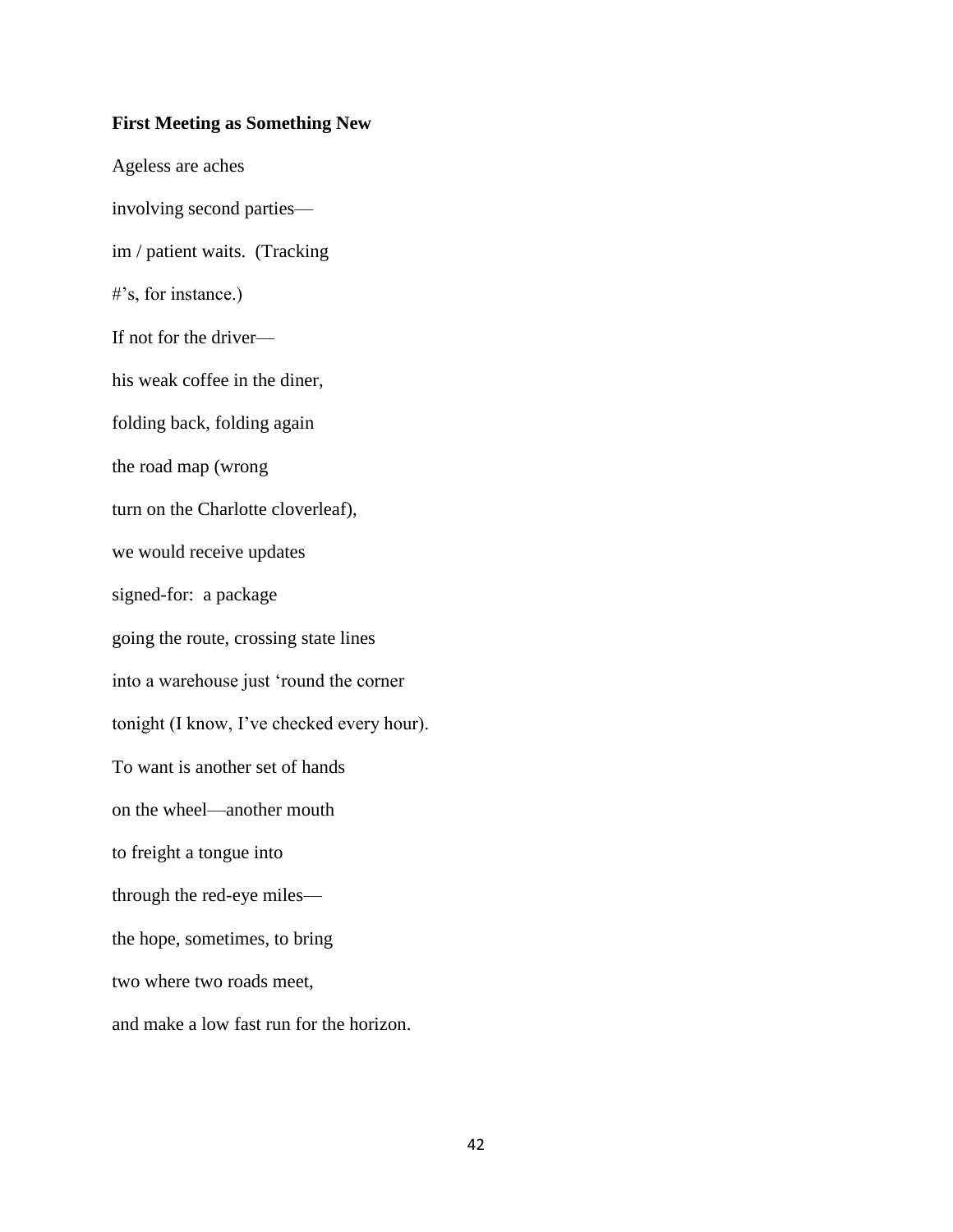**First Meeting as Something New**

Ageless are aches

involving second parties—

im / patient waits.  (Tracking

#'s, for instance.)

If not for the driver—

his weak coffee in the diner,

folding back, folding again

the road map (wrong

turn on the Charlotte cloverleaf),

we would receive updates

signed-for:  a package

going the route, crossing state lines

into a warehouse just 'round the corner

tonight (I know, I've checked every hour).

To want is another set of hands

on the wheel—another mouth

to freight a tongue into

through the red-eye miles—

the hope, sometimes, to bring

two where two roads meet,

and make a low fast run for the horizon.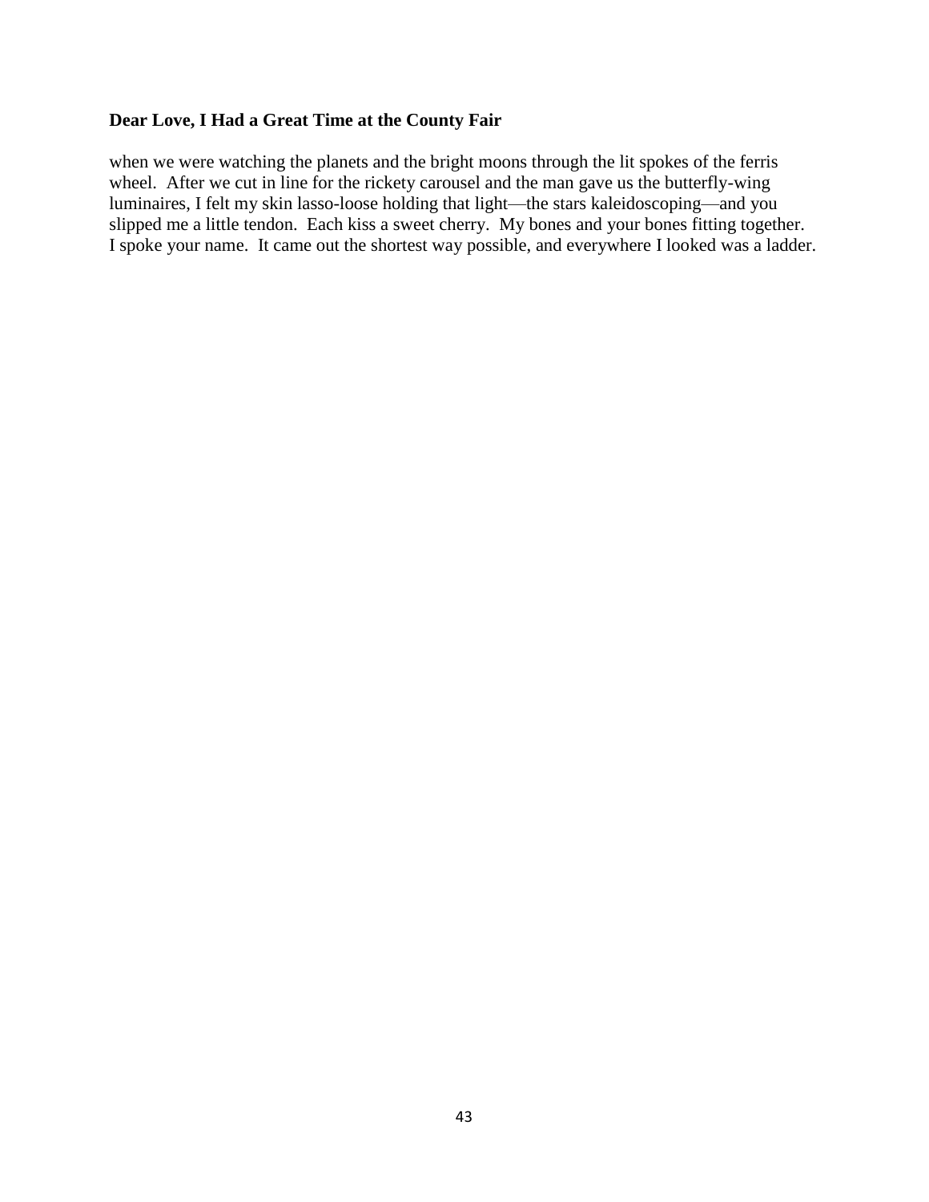**Dear Love, I Had a Great Time at the County Fair**

when we were watching the planets and the bright moons through the lit spokes of the ferris wheel. After we cut in line for the rickety carousel and the man gave us the butterfly-wing luminaires, I felt my skin lasso-loose holding that light—the stars kaleidoscoping—and you slipped me a little tendon. Each kiss a sweet cherry. My bones and your bones fitting together. I spoke your name. It came out the shortest way possible, and everywhere I looked was a ladder.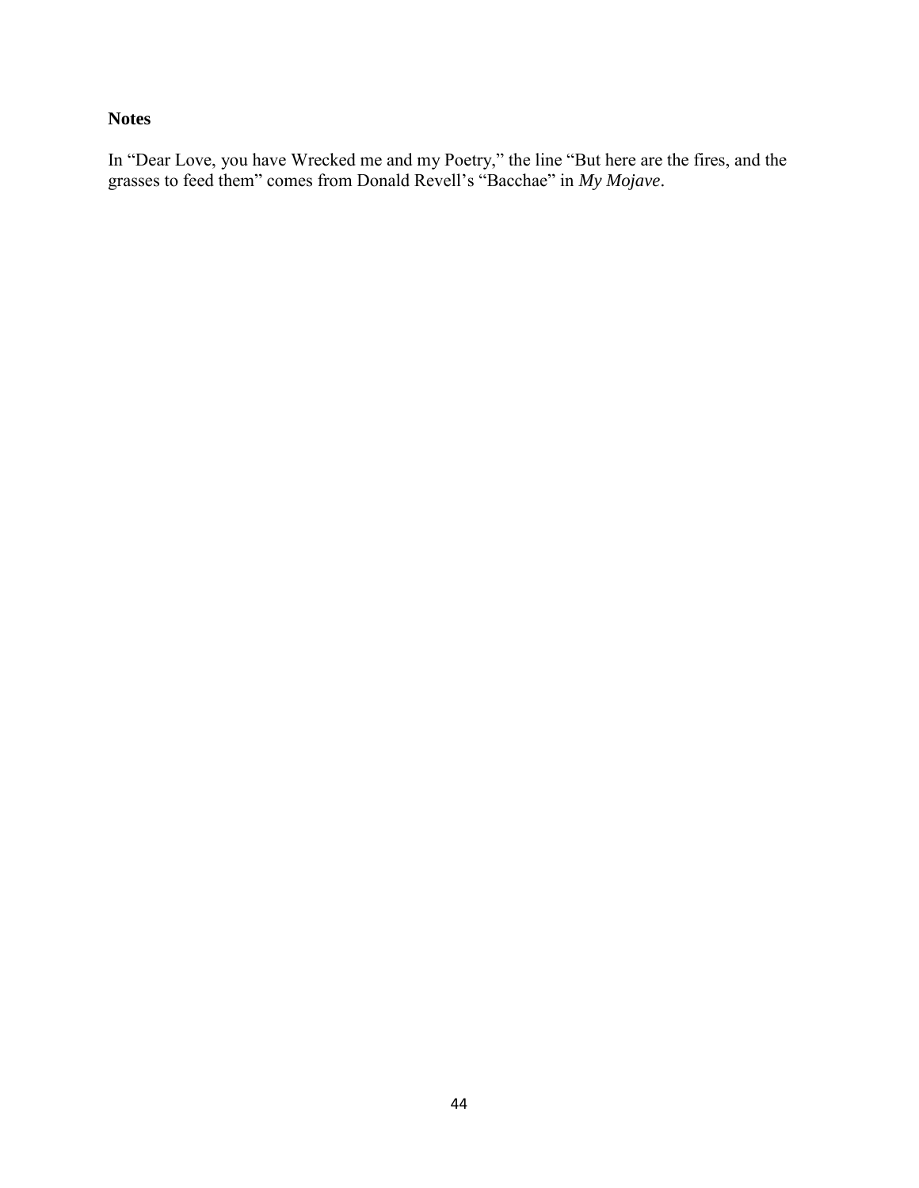**Notes**

In “Dear Love, you have Wrecked me and my Poetry,” the line “But here are the fires, and the grasses to feed them” comes from Donald Revell’s “Bacchae” in *My Mojave*.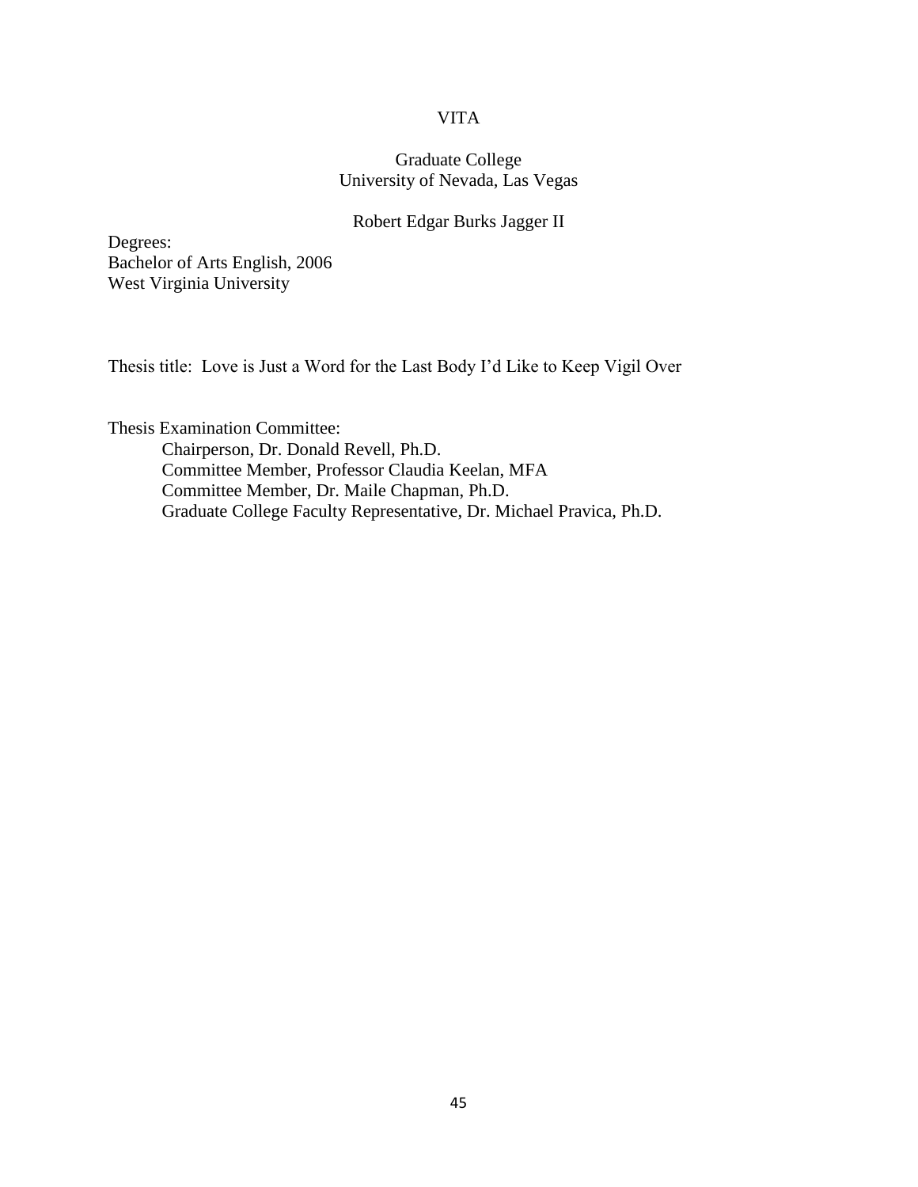# VITA

Graduate College
University of Nevada, Las Vegas

Robert Edgar Burks Jagger II

Degrees:
Bachelor of Arts English, 2006
West Virginia University

Thesis title: Love is Just a Word for the Last Body I'd Like to Keep Vigil Over

Thesis Examination Committee:
Chairperson, Dr. Donald Revell, Ph.D.
Committee Member, Professor Claudia Keelan, MFA
Committee Member, Dr. Maile Chapman, Ph.D.
Graduate College Faculty Representative, Dr. Michael Pravica, Ph.D.